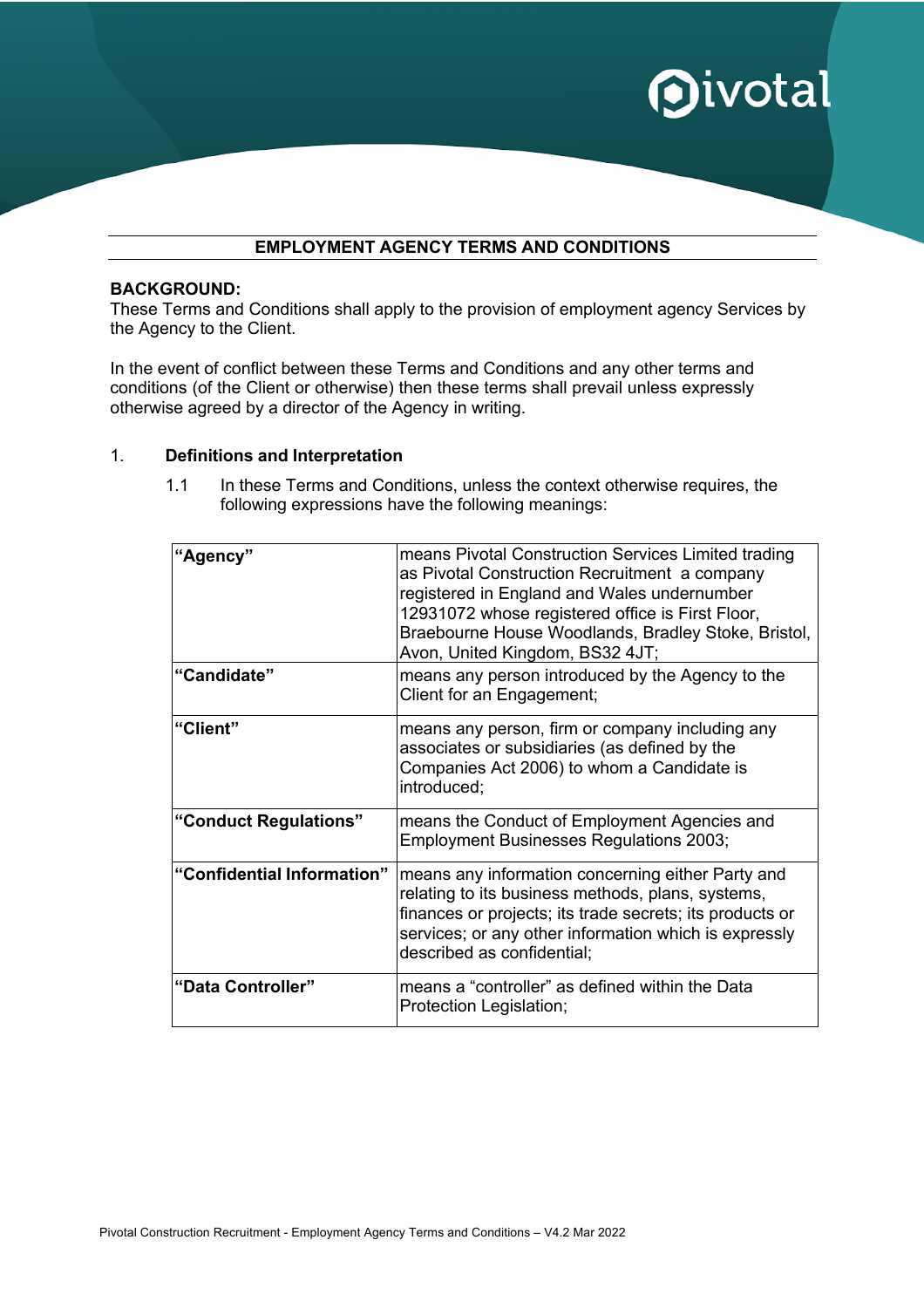## EMPLOYMENT AGENCY TERMS AND CONDITIONS

**BACKGROUND:**
These Terms and Conditions shall apply to the provision of employment agency Services by the Agency to the Client.

In the event of conflict between these Terms and Conditions and any other terms and conditions (of the Client or otherwise) then these terms shall prevail unless expressly otherwise agreed by a director of the Agency in writing.

1. **Definitions and Interpretation**

   1.1 In these Terms and Conditions, unless the context otherwise requires, the following expressions have the following meanings:

| | |
|---|---|
| **"Agency"** | means Pivotal Construction Services Limited trading as Pivotal Construction Recruitment a company registered in England and Wales undernumber 12931072 whose registered office is First Floor, Braebourne House Woodlands, Bradley Stoke, Bristol, Avon, United Kingdom, BS32 4JT; |
| **"Candidate"** | means any person introduced by the Agency to the Client for an Engagement; |
| **"Client"** | means any person, firm or company including any associates or subsidiaries (as defined by the Companies Act 2006) to whom a Candidate is introduced; |
| **"Conduct Regulations"** | means the Conduct of Employment Agencies and Employment Businesses Regulations 2003; |
| **"Confidential Information"** | means any information concerning either Party and relating to its business methods, plans, systems, finances or projects; its trade secrets; its products or services; or any other information which is expressly described as confidential; |
| **"Data Controller"** | means a "controller" as defined within the Data Protection Legislation; |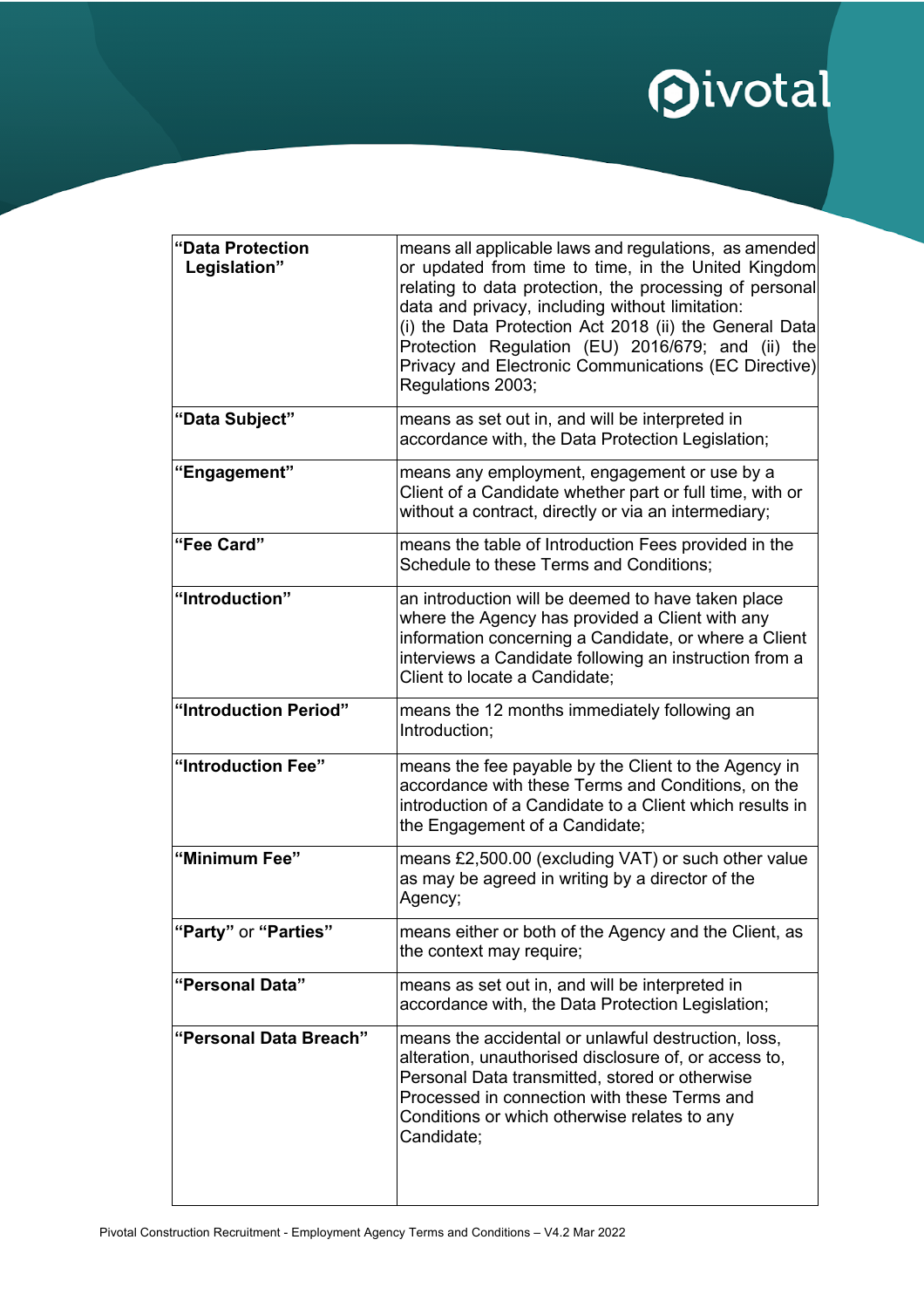| | |
|---|---|
| **"Data Protection Legislation"** | means all applicable laws and regulations, as amended or updated from time to time, in the United Kingdom relating to data protection, the processing of personal data and privacy, including without limitation: (i) the Data Protection Act 2018 (ii) the General Data Protection Regulation (EU) 2016/679; and (ii) the Privacy and Electronic Communications (EC Directive) Regulations 2003; |
| **"Data Subject"** | means as set out in, and will be interpreted in accordance with, the Data Protection Legislation; |
| **"Engagement"** | means any employment, engagement or use by a Client of a Candidate whether part or full time, with or without a contract, directly or via an intermediary; |
| **"Fee Card"** | means the table of Introduction Fees provided in the Schedule to these Terms and Conditions; |
| **"Introduction"** | an introduction will be deemed to have taken place where the Agency has provided a Client with any information concerning a Candidate, or where a Client interviews a Candidate following an instruction from a Client to locate a Candidate; |
| **"Introduction Period"** | means the 12 months immediately following an Introduction; |
| **"Introduction Fee"** | means the fee payable by the Client to the Agency in accordance with these Terms and Conditions, on the introduction of a Candidate to a Client which results in the Engagement of a Candidate; |
| **"Minimum Fee"** | means £2,500.00 (excluding VAT) or such other value as may be agreed in writing by a director of the Agency; |
| **"Party"** or **"Parties"** | means either or both of the Agency and the Client, as the context may require; |
| **"Personal Data"** | means as set out in, and will be interpreted in accordance with, the Data Protection Legislation; |
| **"Personal Data Breach"** | means the accidental or unlawful destruction, loss, alteration, unauthorised disclosure of, or access to, Personal Data transmitted, stored or otherwise Processed in connection with these Terms and Conditions or which otherwise relates to any Candidate; |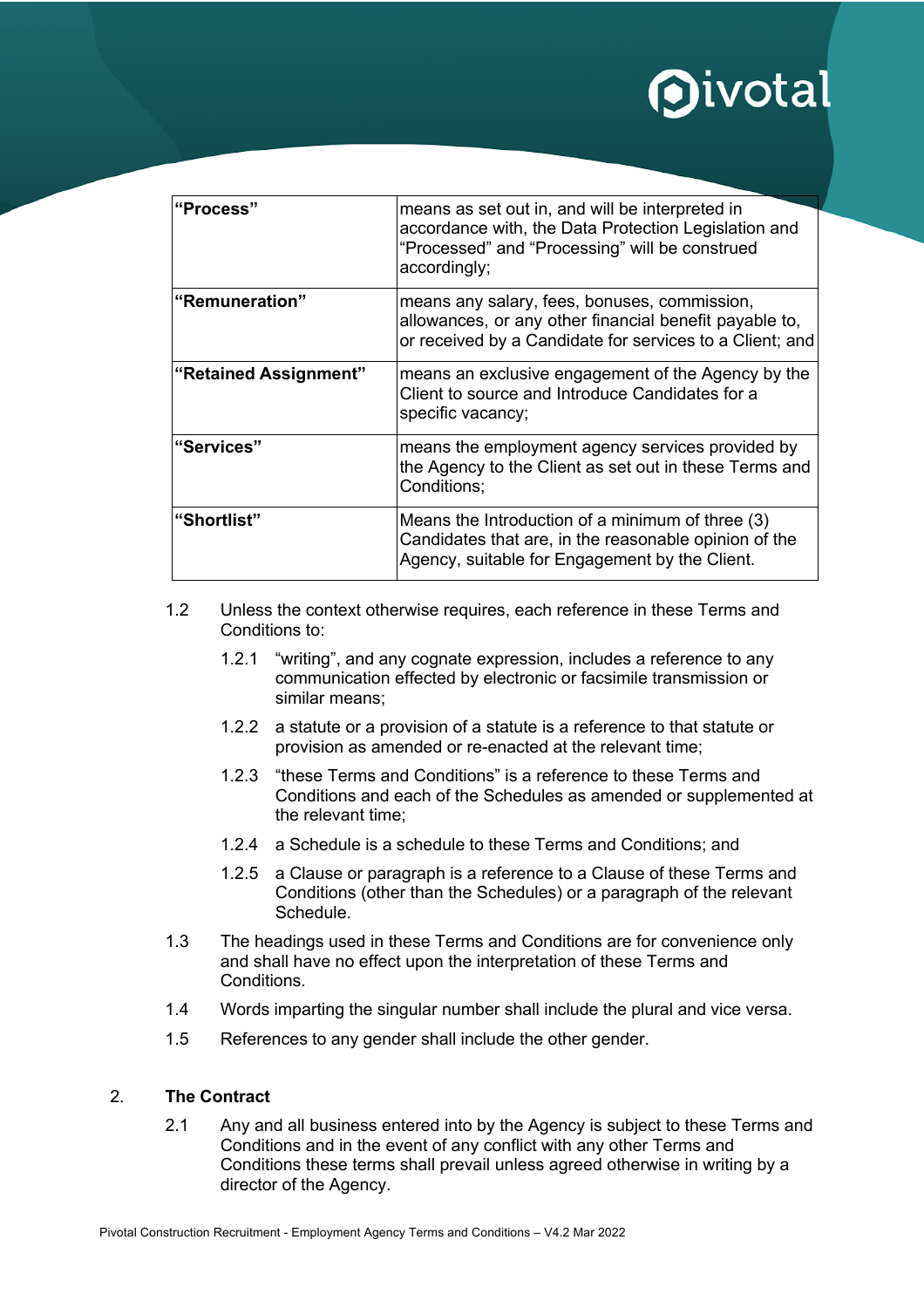| “Process” | means as set out in, and will be interpreted in accordance with, the Data Protection Legislation and “Processed” and “Processing” will be construed accordingly; |
|---|---|
| “Remuneration” | means any salary, fees, bonuses, commission, allowances, or any other financial benefit payable to, or received by a Candidate for services to a Client; and |
| “Retained Assignment” | means an exclusive engagement of the Agency by the Client to source and Introduce Candidates for a specific vacancy; |
| “Services” | means the employment agency services provided by the Agency to the Client as set out in these Terms and Conditions; |
| “Shortlist” | Means the Introduction of a minimum of three (3) Candidates that are, in the reasonable opinion of the Agency, suitable for Engagement by the Client. |

1.2 Unless the context otherwise requires, each reference in these Terms and Conditions to:

1.2.1 “writing”, and any cognate expression, includes a reference to any communication effected by electronic or facsimile transmission or similar means;

1.2.2 a statute or a provision of a statute is a reference to that statute or provision as amended or re-enacted at the relevant time;

1.2.3 “these Terms and Conditions” is a reference to these Terms and Conditions and each of the Schedules as amended or supplemented at the relevant time;

1.2.4 a Schedule is a schedule to these Terms and Conditions; and

1.2.5 a Clause or paragraph is a reference to a Clause of these Terms and Conditions (other than the Schedules) or a paragraph of the relevant Schedule.

1.3 The headings used in these Terms and Conditions are for convenience only and shall have no effect upon the interpretation of these Terms and Conditions.

1.4 Words imparting the singular number shall include the plural and vice versa.

1.5 References to any gender shall include the other gender.

## 2. The Contract

2.1 Any and all business entered into by the Agency is subject to these Terms and Conditions and in the event of any conflict with any other Terms and Conditions these terms shall prevail unless agreed otherwise in writing by a director of the Agency.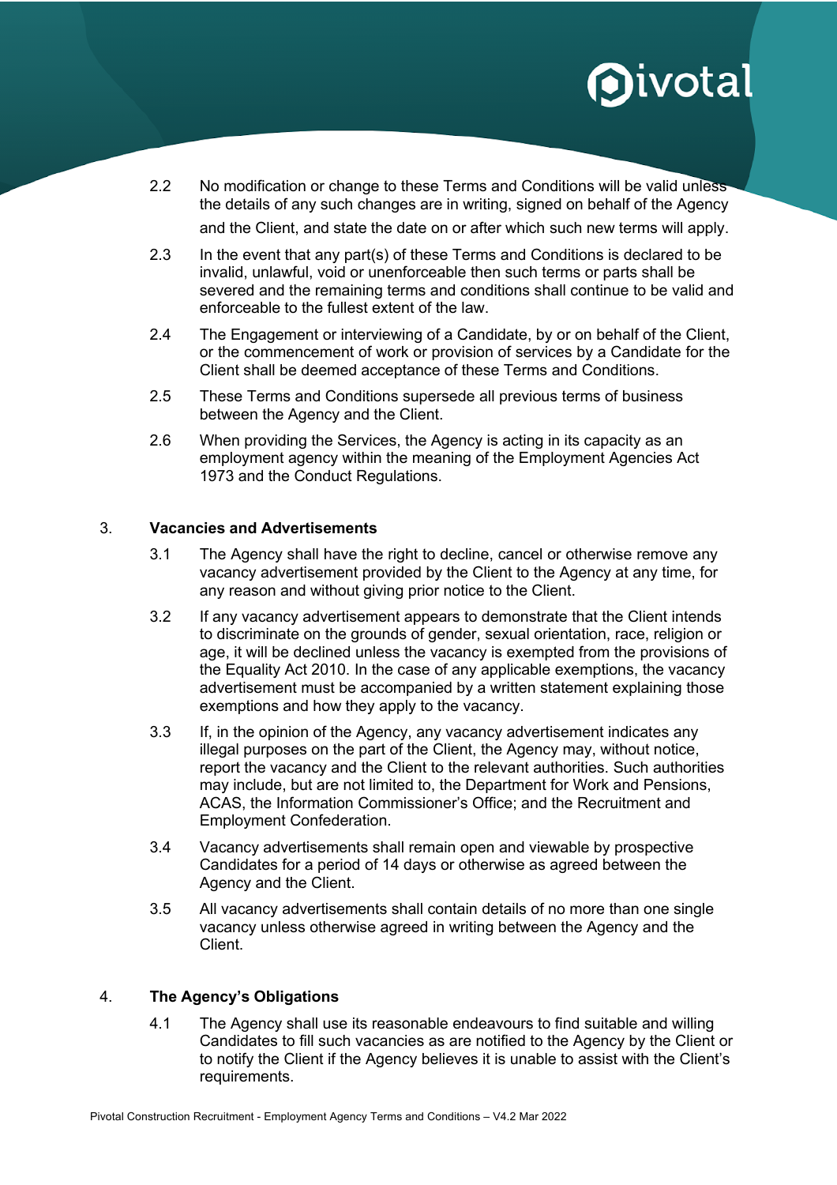2.2 No modification or change to these Terms and Conditions will be valid unless the details of any such changes are in writing, signed on behalf of the Agency and the Client, and state the date on or after which such new terms will apply.

2.3 In the event that any part(s) of these Terms and Conditions is declared to be invalid, unlawful, void or unenforceable then such terms or parts shall be severed and the remaining terms and conditions shall continue to be valid and enforceable to the fullest extent of the law.

2.4 The Engagement or interviewing of a Candidate, by or on behalf of the Client, or the commencement of work or provision of services by a Candidate for the Client shall be deemed acceptance of these Terms and Conditions.

2.5 These Terms and Conditions supersede all previous terms of business between the Agency and the Client.

2.6 When providing the Services, the Agency is acting in its capacity as an employment agency within the meaning of the Employment Agencies Act 1973 and the Conduct Regulations.

## 3. Vacancies and Advertisements

3.1 The Agency shall have the right to decline, cancel or otherwise remove any vacancy advertisement provided by the Client to the Agency at any time, for any reason and without giving prior notice to the Client.

3.2 If any vacancy advertisement appears to demonstrate that the Client intends to discriminate on the grounds of gender, sexual orientation, race, religion or age, it will be declined unless the vacancy is exempted from the provisions of the Equality Act 2010. In the case of any applicable exemptions, the vacancy advertisement must be accompanied by a written statement explaining those exemptions and how they apply to the vacancy.

3.3 If, in the opinion of the Agency, any vacancy advertisement indicates any illegal purposes on the part of the Client, the Agency may, without notice, report the vacancy and the Client to the relevant authorities. Such authorities may include, but are not limited to, the Department for Work and Pensions, ACAS, the Information Commissioner's Office; and the Recruitment and Employment Confederation.

3.4 Vacancy advertisements shall remain open and viewable by prospective Candidates for a period of 14 days or otherwise as agreed between the Agency and the Client.

3.5 All vacancy advertisements shall contain details of no more than one single vacancy unless otherwise agreed in writing between the Agency and the Client.

## 4. The Agency's Obligations

4.1 The Agency shall use its reasonable endeavours to find suitable and willing Candidates to fill such vacancies as are notified to the Agency by the Client or to notify the Client if the Agency believes it is unable to assist with the Client's requirements.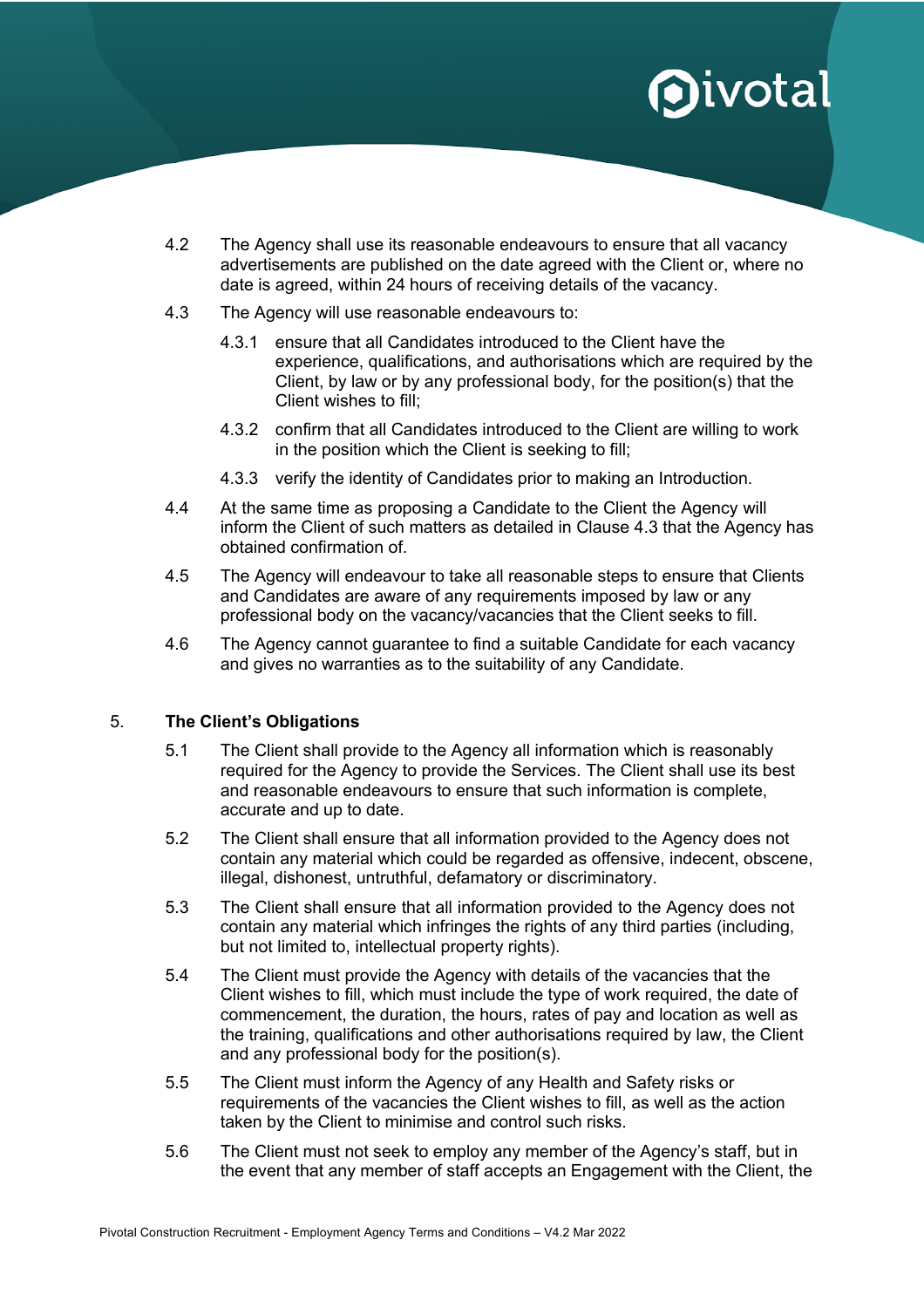4.2 The Agency shall use its reasonable endeavours to ensure that all vacancy advertisements are published on the date agreed with the Client or, where no date is agreed, within 24 hours of receiving details of the vacancy.

4.3 The Agency will use reasonable endeavours to:

4.3.1 ensure that all Candidates introduced to the Client have the experience, qualifications, and authorisations which are required by the Client, by law or by any professional body, for the position(s) that the Client wishes to fill;

4.3.2 confirm that all Candidates introduced to the Client are willing to work in the position which the Client is seeking to fill;

4.3.3 verify the identity of Candidates prior to making an Introduction.

4.4 At the same time as proposing a Candidate to the Client the Agency will inform the Client of such matters as detailed in Clause 4.3 that the Agency has obtained confirmation of.

4.5 The Agency will endeavour to take all reasonable steps to ensure that Clients and Candidates are aware of any requirements imposed by law or any professional body on the vacancy/vacancies that the Client seeks to fill.

4.6 The Agency cannot guarantee to find a suitable Candidate for each vacancy and gives no warranties as to the suitability of any Candidate.

## 5. The Client's Obligations

5.1 The Client shall provide to the Agency all information which is reasonably required for the Agency to provide the Services. The Client shall use its best and reasonable endeavours to ensure that such information is complete, accurate and up to date.

5.2 The Client shall ensure that all information provided to the Agency does not contain any material which could be regarded as offensive, indecent, obscene, illegal, dishonest, untruthful, defamatory or discriminatory.

5.3 The Client shall ensure that all information provided to the Agency does not contain any material which infringes the rights of any third parties (including, but not limited to, intellectual property rights).

5.4 The Client must provide the Agency with details of the vacancies that the Client wishes to fill, which must include the type of work required, the date of commencement, the duration, the hours, rates of pay and location as well as the training, qualifications and other authorisations required by law, the Client and any professional body for the position(s).

5.5 The Client must inform the Agency of any Health and Safety risks or requirements of the vacancies the Client wishes to fill, as well as the action taken by the Client to minimise and control such risks.

5.6 The Client must not seek to employ any member of the Agency's staff, but in the event that any member of staff accepts an Engagement with the Client, the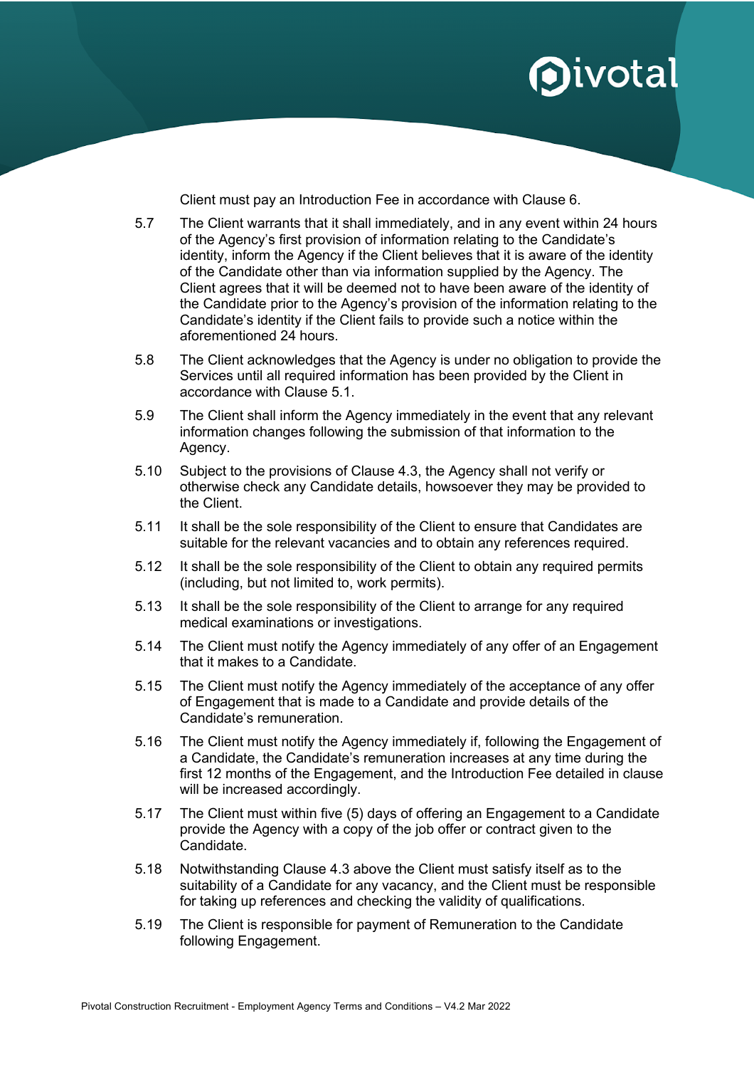Client must pay an Introduction Fee in accordance with Clause 6.

5.7 The Client warrants that it shall immediately, and in any event within 24 hours of the Agency's first provision of information relating to the Candidate's identity, inform the Agency if the Client believes that it is aware of the identity of the Candidate other than via information supplied by the Agency. The Client agrees that it will be deemed not to have been aware of the identity of the Candidate prior to the Agency's provision of the information relating to the Candidate's identity if the Client fails to provide such a notice within the aforementioned 24 hours.

5.8 The Client acknowledges that the Agency is under no obligation to provide the Services until all required information has been provided by the Client in accordance with Clause 5.1.

5.9 The Client shall inform the Agency immediately in the event that any relevant information changes following the submission of that information to the Agency.

5.10 Subject to the provisions of Clause 4.3, the Agency shall not verify or otherwise check any Candidate details, howsoever they may be provided to the Client.

5.11 It shall be the sole responsibility of the Client to ensure that Candidates are suitable for the relevant vacancies and to obtain any references required.

5.12 It shall be the sole responsibility of the Client to obtain any required permits (including, but not limited to, work permits).

5.13 It shall be the sole responsibility of the Client to arrange for any required medical examinations or investigations.

5.14 The Client must notify the Agency immediately of any offer of an Engagement that it makes to a Candidate.

5.15 The Client must notify the Agency immediately of the acceptance of any offer of Engagement that is made to a Candidate and provide details of the Candidate's remuneration.

5.16 The Client must notify the Agency immediately if, following the Engagement of a Candidate, the Candidate's remuneration increases at any time during the first 12 months of the Engagement, and the Introduction Fee detailed in clause will be increased accordingly.

5.17 The Client must within five (5) days of offering an Engagement to a Candidate provide the Agency with a copy of the job offer or contract given to the Candidate.

5.18 Notwithstanding Clause 4.3 above the Client must satisfy itself as to the suitability of a Candidate for any vacancy, and the Client must be responsible for taking up references and checking the validity of qualifications.

5.19 The Client is responsible for payment of Remuneration to the Candidate following Engagement.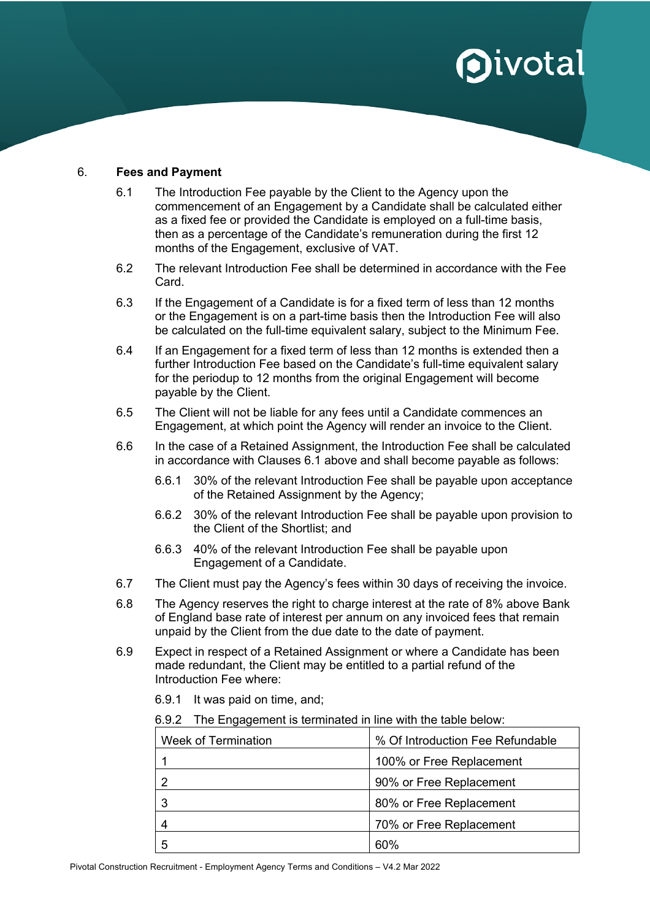6. **Fees and Payment**

6.1 The Introduction Fee payable by the Client to the Agency upon the commencement of an Engagement by a Candidate shall be calculated either as a fixed fee or provided the Candidate is employed on a full-time basis, then as a percentage of the Candidate's remuneration during the first 12 months of the Engagement, exclusive of VAT.

6.2 The relevant Introduction Fee shall be determined in accordance with the Fee Card.

6.3 If the Engagement of a Candidate is for a fixed term of less than 12 months or the Engagement is on a part-time basis then the Introduction Fee will also be calculated on the full-time equivalent salary, subject to the Minimum Fee.

6.4 If an Engagement for a fixed term of less than 12 months is extended then a further Introduction Fee based on the Candidate's full-time equivalent salary for the periodup to 12 months from the original Engagement will become payable by the Client.

6.5 The Client will not be liable for any fees until a Candidate commences an Engagement, at which point the Agency will render an invoice to the Client.

6.6 In the case of a Retained Assignment, the Introduction Fee shall be calculated in accordance with Clauses 6.1 above and shall become payable as follows:

6.6.1 30% of the relevant Introduction Fee shall be payable upon acceptance of the Retained Assignment by the Agency;

6.6.2 30% of the relevant Introduction Fee shall be payable upon provision to the Client of the Shortlist; and

6.6.3 40% of the relevant Introduction Fee shall be payable upon Engagement of a Candidate.

6.7 The Client must pay the Agency's fees within 30 days of receiving the invoice.

6.8 The Agency reserves the right to charge interest at the rate of 8% above Bank of England base rate of interest per annum on any invoiced fees that remain unpaid by the Client from the due date to the date of payment.

6.9 Expect in respect of a Retained Assignment or where a Candidate has been made redundant, the Client may be entitled to a partial refund of the Introduction Fee where:

6.9.1 It was paid on time, and;

6.9.2 The Engagement is terminated in line with the table below:

| Week of Termination | % Of Introduction Fee Refundable |
|---|---|
| 1 | 100% or Free Replacement |
| 2 | 90% or Free Replacement |
| 3 | 80% or Free Replacement |
| 4 | 70% or Free Replacement |
| 5 | 60% |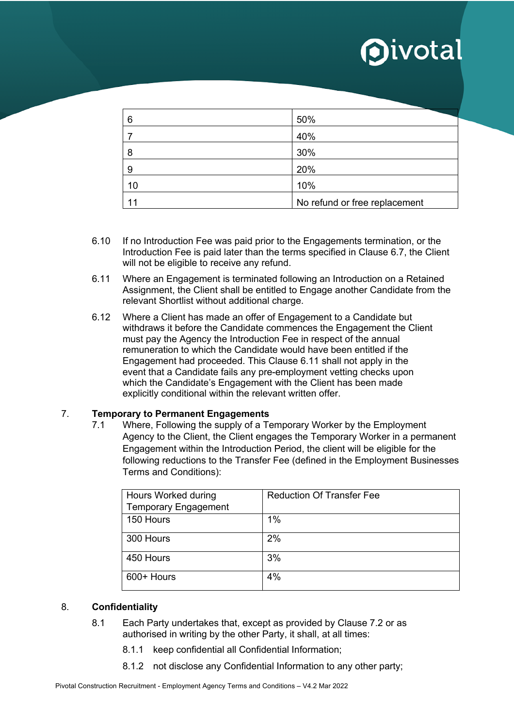| 6 | 50% |
|---|---|
| 7 | 40% |
| 8 | 30% |
| 9 | 20% |
| 10 | 10% |
| 11 | No refund or free replacement |

6.10 If no Introduction Fee was paid prior to the Engagements termination, or the Introduction Fee is paid later than the terms specified in Clause 6.7, the Client will not be eligible to receive any refund.

6.11 Where an Engagement is terminated following an Introduction on a Retained Assignment, the Client shall be entitled to Engage another Candidate from the relevant Shortlist without additional charge.

6.12 Where a Client has made an offer of Engagement to a Candidate but withdraws it before the Candidate commences the Engagement the Client must pay the Agency the Introduction Fee in respect of the annual remuneration to which the Candidate would have been entitled if the Engagement had proceeded. This Clause 6.11 shall not apply in the event that a Candidate fails any pre-employment vetting checks upon which the Candidate's Engagement with the Client has been made explicitly conditional within the relevant written offer.

## 7. Temporary to Permanent Engagements

7.1 Where, Following the supply of a Temporary Worker by the Employment Agency to the Client, the Client engages the Temporary Worker in a permanent Engagement within the Introduction Period, the client will be eligible for the following reductions to the Transfer Fee (defined in the Employment Businesses Terms and Conditions):

| Hours Worked during Temporary Engagement | Reduction Of Transfer Fee |
|---|---|
| 150 Hours | 1% |
| 300 Hours | 2% |
| 450 Hours | 3% |
| 600+ Hours | 4% |

## 8. Confidentiality

8.1 Each Party undertakes that, except as provided by Clause 7.2 or as authorised in writing by the other Party, it shall, at all times:

8.1.1 keep confidential all Confidential Information;

8.1.2 not disclose any Confidential Information to any other party;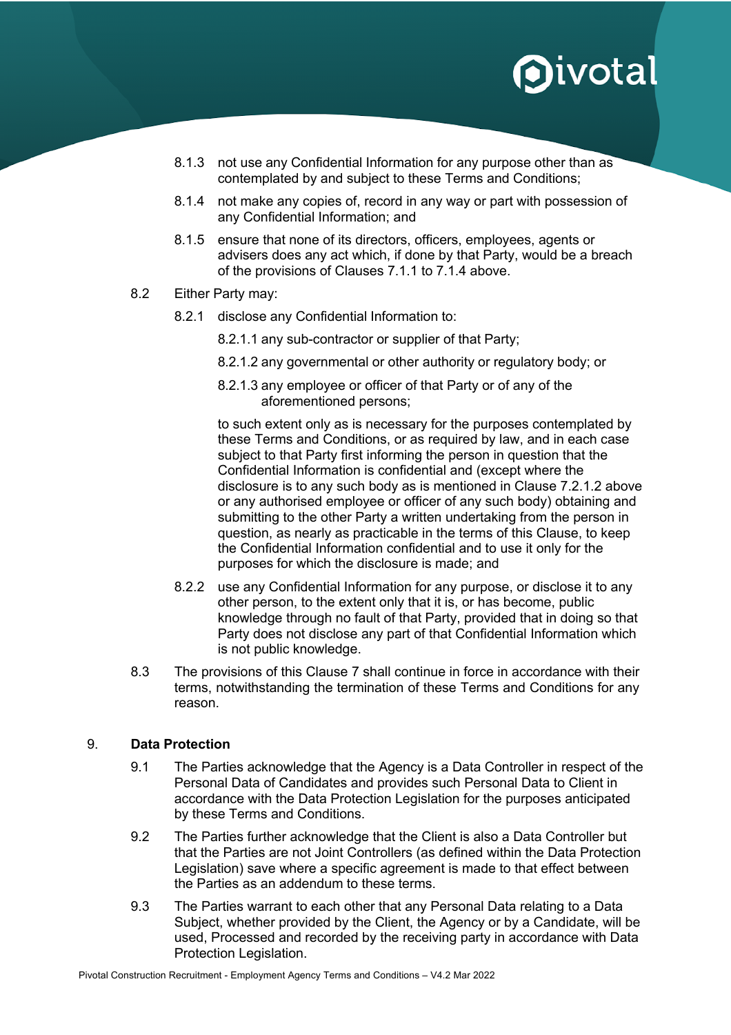8.1.3 not use any Confidential Information for any purpose other than as contemplated by and subject to these Terms and Conditions;

8.1.4 not make any copies of, record in any way or part with possession of any Confidential Information; and

8.1.5 ensure that none of its directors, officers, employees, agents or advisers does any act which, if done by that Party, would be a breach of the provisions of Clauses 7.1.1 to 7.1.4 above.

8.2 Either Party may:

8.2.1 disclose any Confidential Information to:

8.2.1.1 any sub-contractor or supplier of that Party;

8.2.1.2 any governmental or other authority or regulatory body; or

8.2.1.3 any employee or officer of that Party or of any of the aforementioned persons;

to such extent only as is necessary for the purposes contemplated by these Terms and Conditions, or as required by law, and in each case subject to that Party first informing the person in question that the Confidential Information is confidential and (except where the disclosure is to any such body as is mentioned in Clause 7.2.1.2 above or any authorised employee or officer of any such body) obtaining and submitting to the other Party a written undertaking from the person in question, as nearly as practicable in the terms of this Clause, to keep the Confidential Information confidential and to use it only for the purposes for which the disclosure is made; and

8.2.2 use any Confidential Information for any purpose, or disclose it to any other person, to the extent only that it is, or has become, public knowledge through no fault of that Party, provided that in doing so that Party does not disclose any part of that Confidential Information which is not public knowledge.

8.3 The provisions of this Clause 7 shall continue in force in accordance with their terms, notwithstanding the termination of these Terms and Conditions for any reason.

## 9. Data Protection

9.1 The Parties acknowledge that the Agency is a Data Controller in respect of the Personal Data of Candidates and provides such Personal Data to Client in accordance with the Data Protection Legislation for the purposes anticipated by these Terms and Conditions.

9.2 The Parties further acknowledge that the Client is also a Data Controller but that the Parties are not Joint Controllers (as defined within the Data Protection Legislation) save where a specific agreement is made to that effect between the Parties as an addendum to these terms.

9.3 The Parties warrant to each other that any Personal Data relating to a Data Subject, whether provided by the Client, the Agency or by a Candidate, will be used, Processed and recorded by the receiving party in accordance with Data Protection Legislation.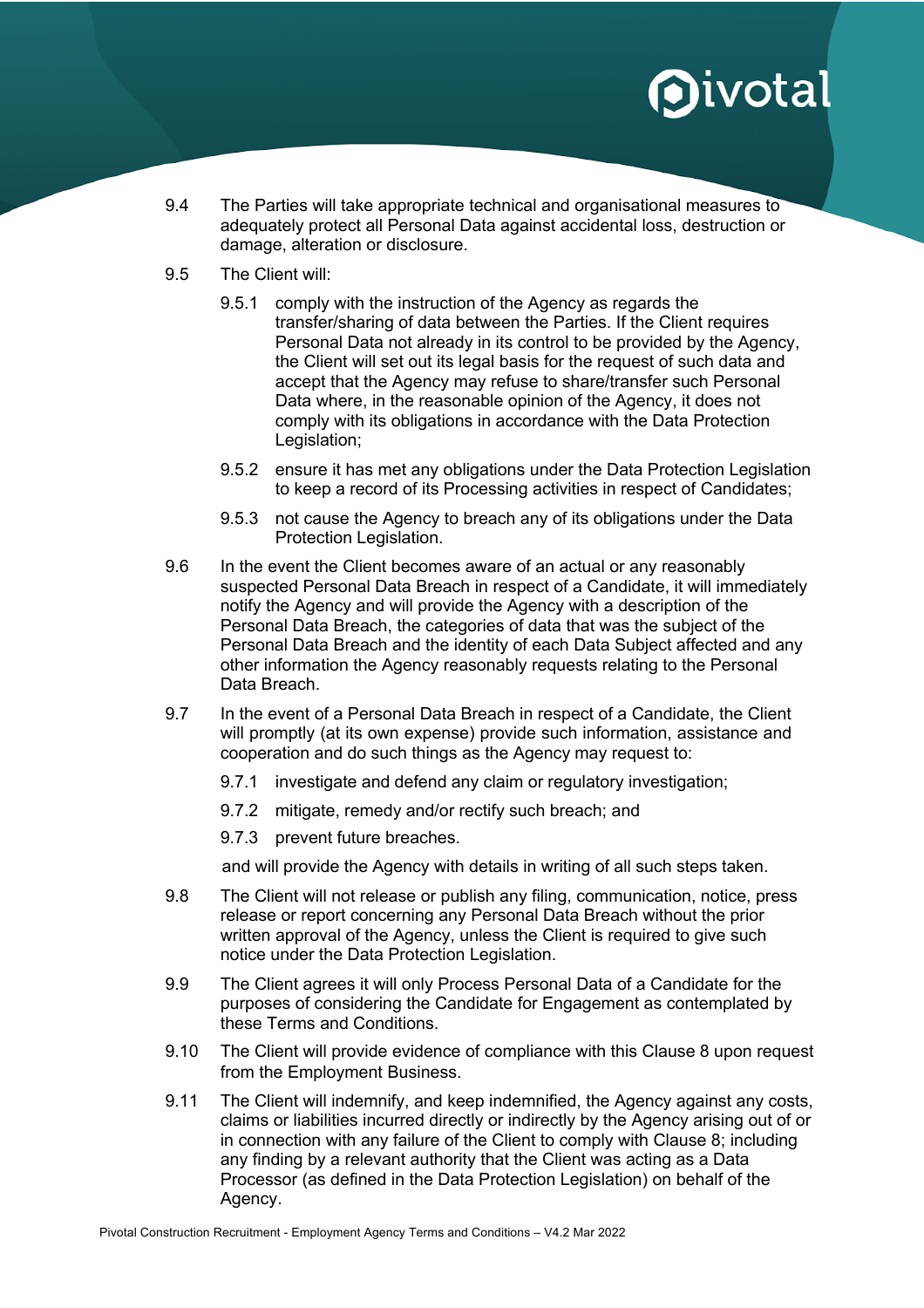9.4 The Parties will take appropriate technical and organisational measures to adequately protect all Personal Data against accidental loss, destruction or damage, alteration or disclosure.

9.5 The Client will:

9.5.1 comply with the instruction of the Agency as regards the transfer/sharing of data between the Parties. If the Client requires Personal Data not already in its control to be provided by the Agency, the Client will set out its legal basis for the request of such data and accept that the Agency may refuse to share/transfer such Personal Data where, in the reasonable opinion of the Agency, it does not comply with its obligations in accordance with the Data Protection Legislation;

9.5.2 ensure it has met any obligations under the Data Protection Legislation to keep a record of its Processing activities in respect of Candidates;

9.5.3 not cause the Agency to breach any of its obligations under the Data Protection Legislation.

9.6 In the event the Client becomes aware of an actual or any reasonably suspected Personal Data Breach in respect of a Candidate, it will immediately notify the Agency and will provide the Agency with a description of the Personal Data Breach, the categories of data that was the subject of the Personal Data Breach and the identity of each Data Subject affected and any other information the Agency reasonably requests relating to the Personal Data Breach.

9.7 In the event of a Personal Data Breach in respect of a Candidate, the Client will promptly (at its own expense) provide such information, assistance and cooperation and do such things as the Agency may request to:

9.7.1 investigate and defend any claim or regulatory investigation;

9.7.2 mitigate, remedy and/or rectify such breach; and

9.7.3 prevent future breaches.

and will provide the Agency with details in writing of all such steps taken.

9.8 The Client will not release or publish any filing, communication, notice, press release or report concerning any Personal Data Breach without the prior written approval of the Agency, unless the Client is required to give such notice under the Data Protection Legislation.

9.9 The Client agrees it will only Process Personal Data of a Candidate for the purposes of considering the Candidate for Engagement as contemplated by these Terms and Conditions.

9.10 The Client will provide evidence of compliance with this Clause 8 upon request from the Employment Business.

9.11 The Client will indemnify, and keep indemnified, the Agency against any costs, claims or liabilities incurred directly or indirectly by the Agency arising out of or in connection with any failure of the Client to comply with Clause 8; including any finding by a relevant authority that the Client was acting as a Data Processor (as defined in the Data Protection Legislation) on behalf of the Agency.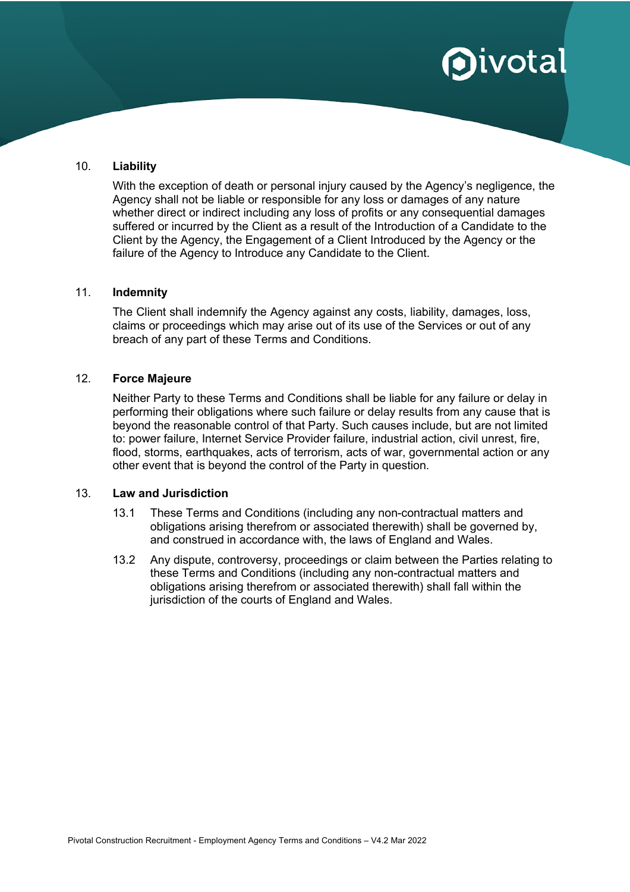## 10. Liability

With the exception of death or personal injury caused by the Agency's negligence, the Agency shall not be liable or responsible for any loss or damages of any nature whether direct or indirect including any loss of profits or any consequential damages suffered or incurred by the Client as a result of the Introduction of a Candidate to the Client by the Agency, the Engagement of a Client Introduced by the Agency or the failure of the Agency to Introduce any Candidate to the Client.

## 11. Indemnity

The Client shall indemnify the Agency against any costs, liability, damages, loss, claims or proceedings which may arise out of its use of the Services or out of any breach of any part of these Terms and Conditions.

## 12. Force Majeure

Neither Party to these Terms and Conditions shall be liable for any failure or delay in performing their obligations where such failure or delay results from any cause that is beyond the reasonable control of that Party. Such causes include, but are not limited to: power failure, Internet Service Provider failure, industrial action, civil unrest, fire, flood, storms, earthquakes, acts of terrorism, acts of war, governmental action or any other event that is beyond the control of the Party in question.

## 13. Law and Jurisdiction

13.1 These Terms and Conditions (including any non-contractual matters and obligations arising therefrom or associated therewith) shall be governed by, and construed in accordance with, the laws of England and Wales.

13.2 Any dispute, controversy, proceedings or claim between the Parties relating to these Terms and Conditions (including any non-contractual matters and obligations arising therefrom or associated therewith) shall fall within the jurisdiction of the courts of England and Wales.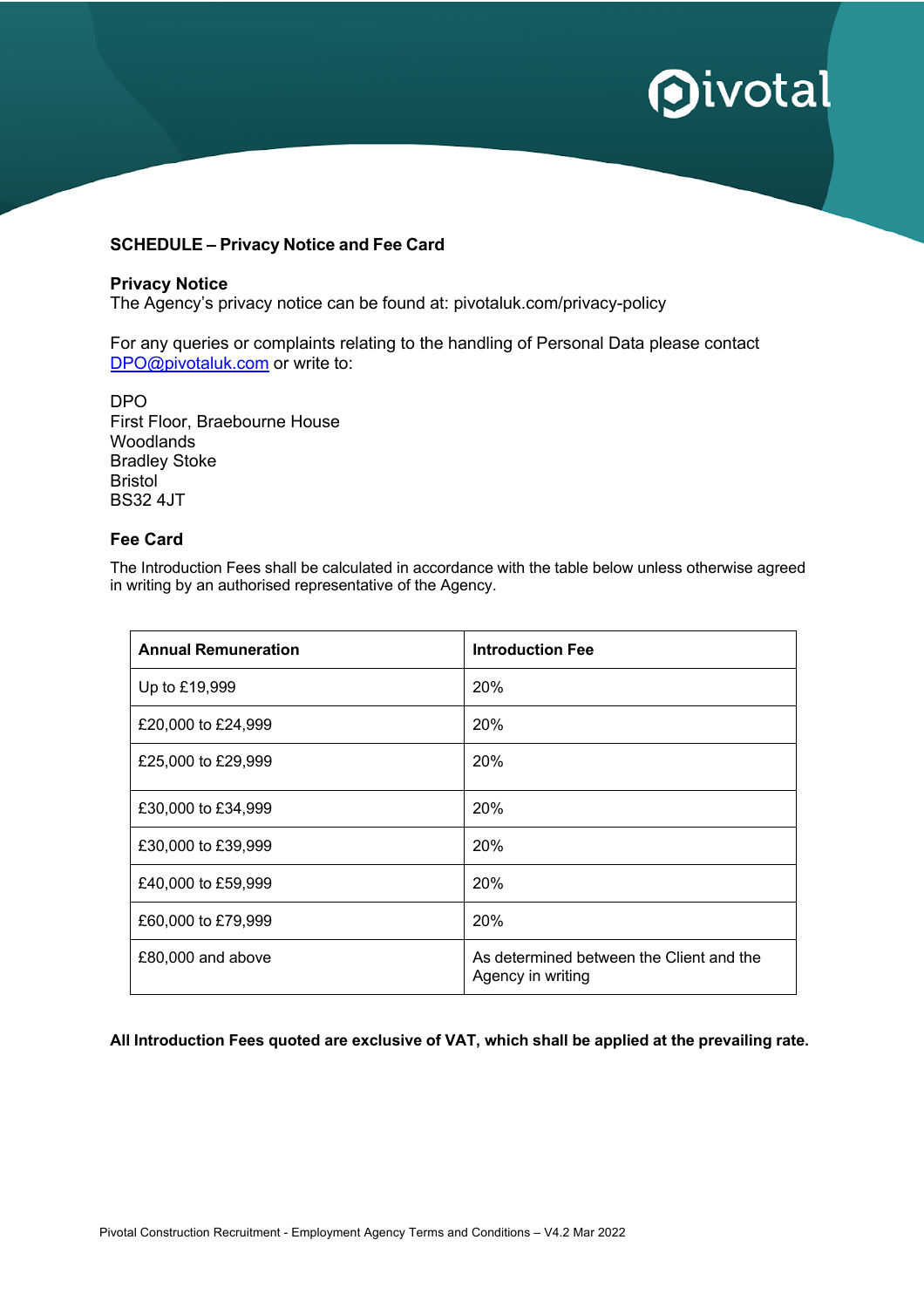**SCHEDULE – Privacy Notice and Fee Card**

**Privacy Notice**
The Agency's privacy notice can be found at: pivotaluk.com/privacy-policy

For any queries or complaints relating to the handling of Personal Data please contact DPO@pivotaluk.com or write to:

DPO
First Floor, Braebourne House
Woodlands
Bradley Stoke
Bristol
BS32 4JT

**Fee Card**

The Introduction Fees shall be calculated in accordance with the table below unless otherwise agreed in writing by an authorised representative of the Agency.

| Annual Remuneration | Introduction Fee |
|---|---|
| Up to £19,999 | 20% |
| £20,000 to £24,999 | 20% |
| £25,000 to £29,999 | 20% |
| £30,000 to £34,999 | 20% |
| £30,000 to £39,999 | 20% |
| £40,000 to £59,999 | 20% |
| £60,000 to £79,999 | 20% |
| £80,000 and above | As determined between the Client and the Agency in writing |

**All Introduction Fees quoted are exclusive of VAT, which shall be applied at the prevailing rate.**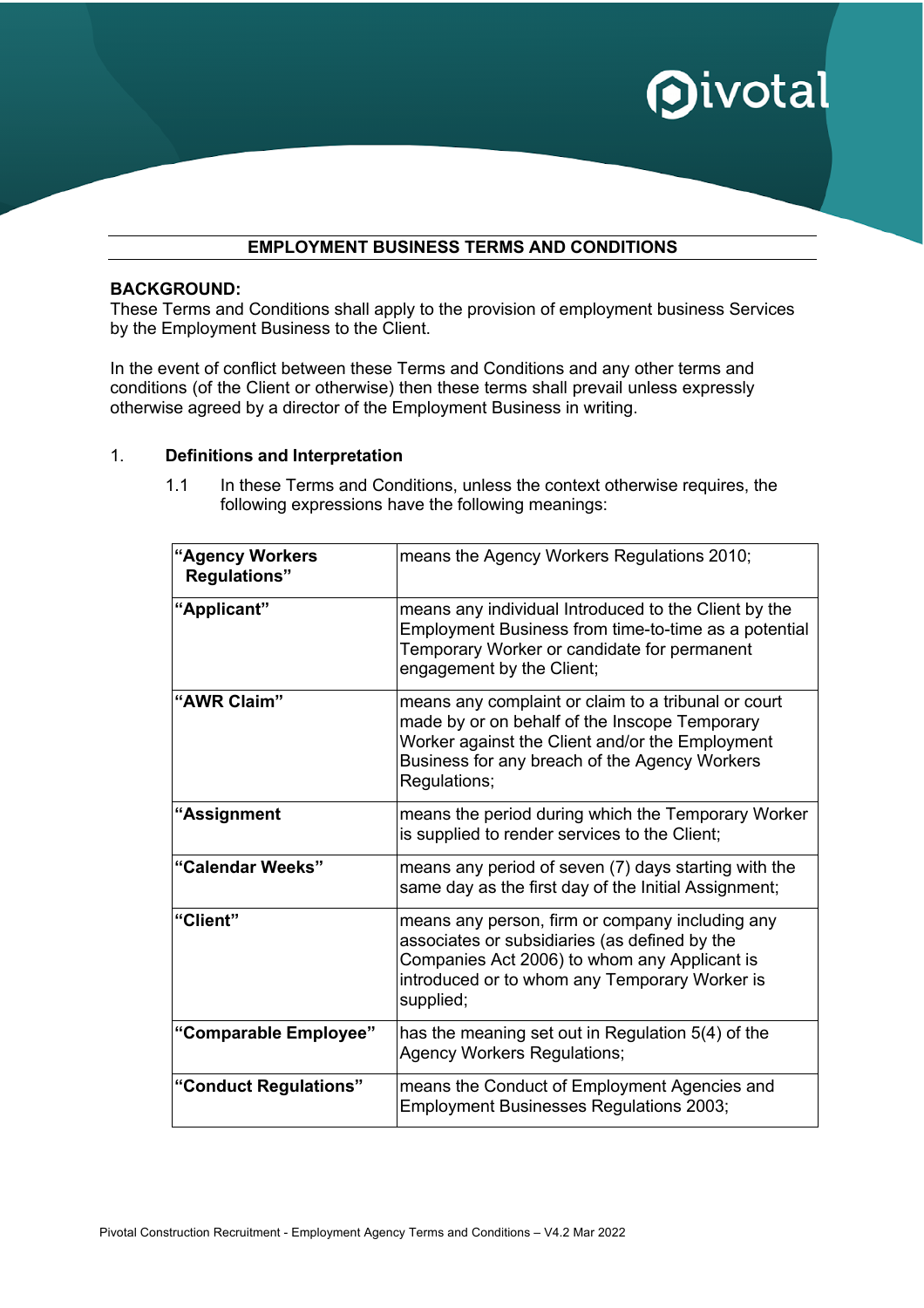## EMPLOYMENT BUSINESS TERMS AND CONDITIONS

**BACKGROUND:**
These Terms and Conditions shall apply to the provision of employment business Services by the Employment Business to the Client.

In the event of conflict between these Terms and Conditions and any other terms and conditions (of the Client or otherwise) then these terms shall prevail unless expressly otherwise agreed by a director of the Employment Business in writing.

1. **Definitions and Interpretation**

   1.1 In these Terms and Conditions, unless the context otherwise requires, the following expressions have the following meanings:

| | |
|---|---|
| **"Agency Workers Regulations"** | means the Agency Workers Regulations 2010; |
| **"Applicant"** | means any individual Introduced to the Client by the Employment Business from time-to-time as a potential Temporary Worker or candidate for permanent engagement by the Client; |
| **"AWR Claim"** | means any complaint or claim to a tribunal or court made by or on behalf of the Inscope Temporary Worker against the Client and/or the Employment Business for any breach of the Agency Workers Regulations; |
| **"Assignment** | means the period during which the Temporary Worker is supplied to render services to the Client; |
| **"Calendar Weeks"** | means any period of seven (7) days starting with the same day as the first day of the Initial Assignment; |
| **"Client"** | means any person, firm or company including any associates or subsidiaries (as defined by the Companies Act 2006) to whom any Applicant is introduced or to whom any Temporary Worker is supplied; |
| **"Comparable Employee"** | has the meaning set out in Regulation 5(4) of the Agency Workers Regulations; |
| **"Conduct Regulations"** | means the Conduct of Employment Agencies and Employment Businesses Regulations 2003; |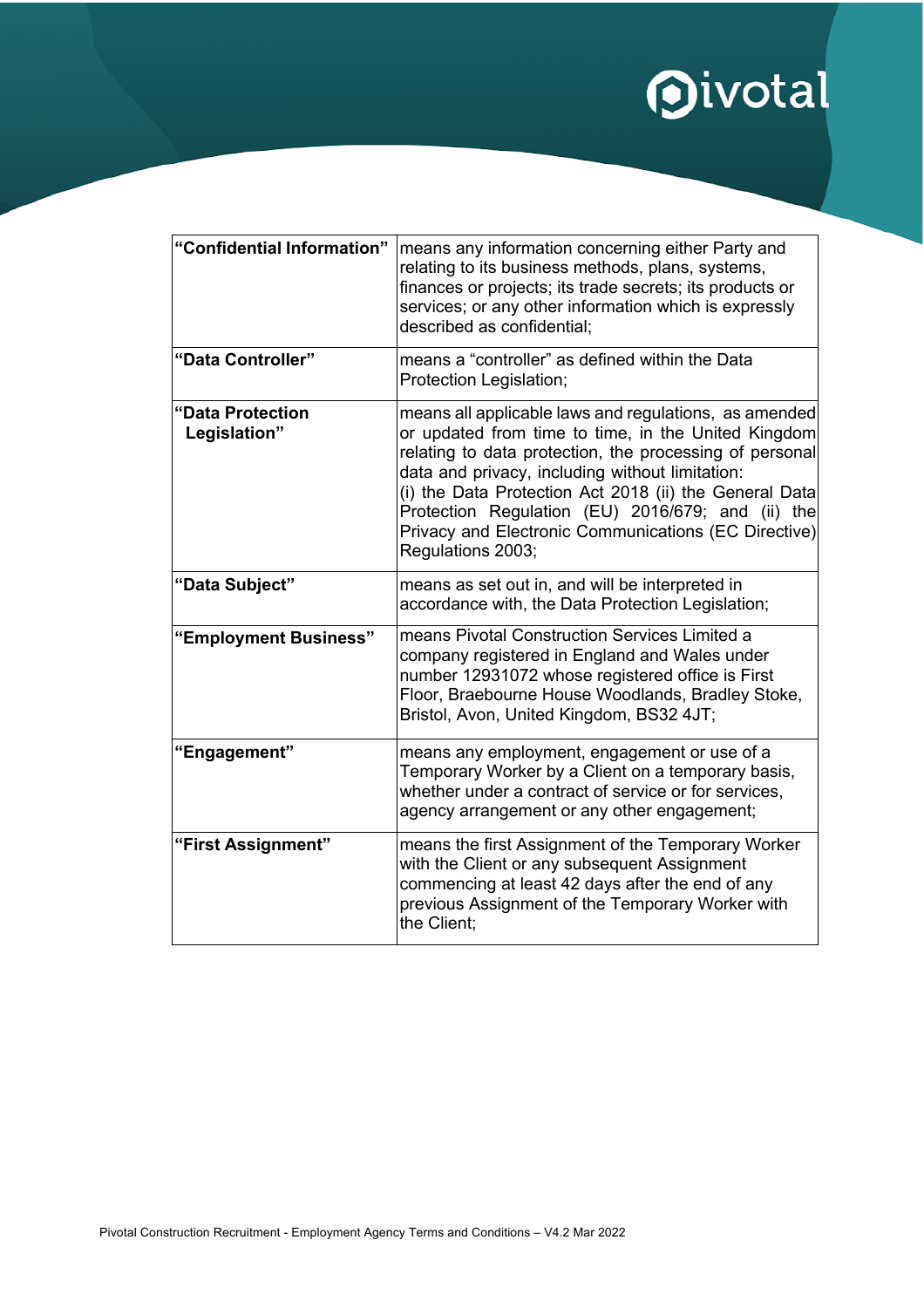| | |
|---|---|
| **"Confidential Information"** | means any information concerning either Party and relating to its business methods, plans, systems, finances or projects; its trade secrets; its products or services; or any other information which is expressly described as confidential; |
| **"Data Controller"** | means a "controller" as defined within the Data Protection Legislation; |
| **"Data Protection Legislation"** | means all applicable laws and regulations, as amended or updated from time to time, in the United Kingdom relating to data protection, the processing of personal data and privacy, including without limitation: (i) the Data Protection Act 2018 (ii) the General Data Protection Regulation (EU) 2016/679; and (ii) the Privacy and Electronic Communications (EC Directive) Regulations 2003; |
| **"Data Subject"** | means as set out in, and will be interpreted in accordance with, the Data Protection Legislation; |
| **"Employment Business"** | means Pivotal Construction Services Limited a company registered in England and Wales under number 12931072 whose registered office is First Floor, Braebourne House Woodlands, Bradley Stoke, Bristol, Avon, United Kingdom, BS32 4JT; |
| **"Engagement"** | means any employment, engagement or use of a Temporary Worker by a Client on a temporary basis, whether under a contract of service or for services, agency arrangement or any other engagement; |
| **"First Assignment"** | means the first Assignment of the Temporary Worker with the Client or any subsequent Assignment commencing at least 42 days after the end of any previous Assignment of the Temporary Worker with the Client; |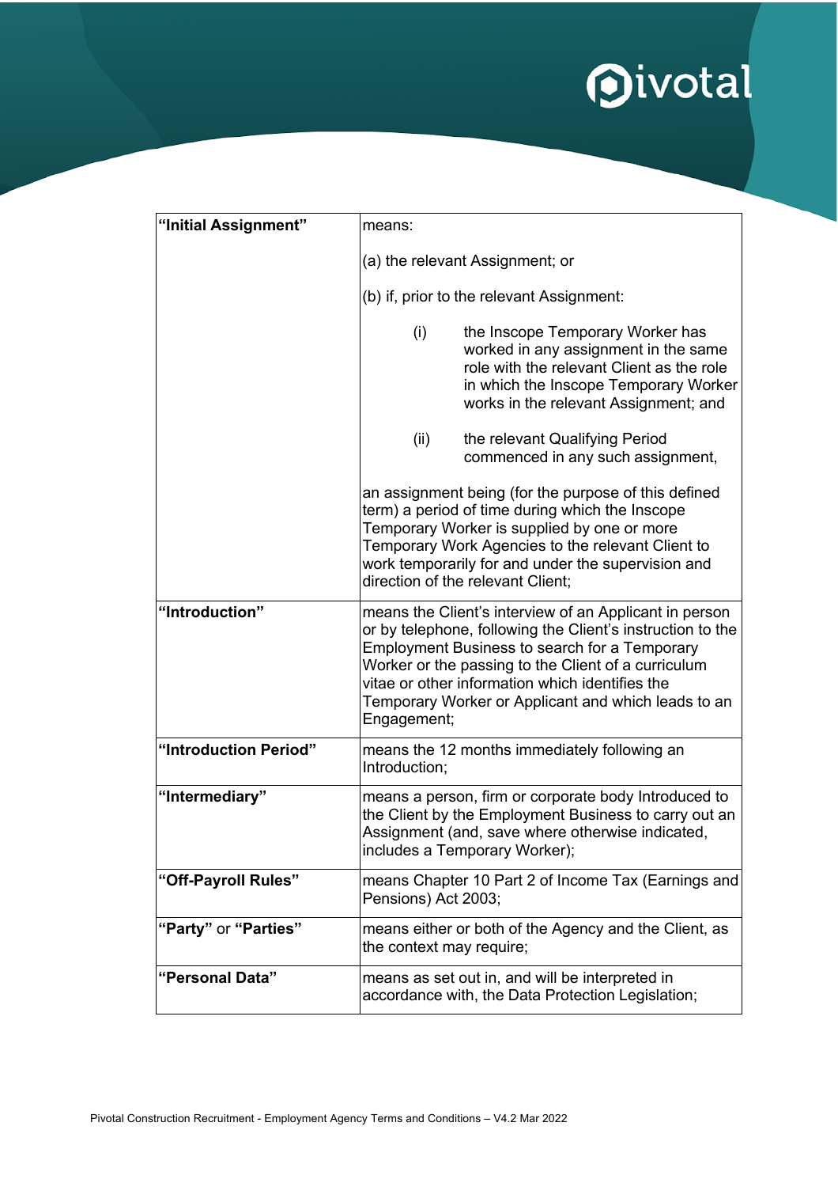| | |
|---|---|
| **"Initial Assignment"** | means:<br><br>(a) the relevant Assignment; or<br><br>(b) if, prior to the relevant Assignment:<br><br>(i) the Inscope Temporary Worker has worked in any assignment in the same role with the relevant Client as the role in which the Inscope Temporary Worker works in the relevant Assignment; and<br><br>(ii) the relevant Qualifying Period commenced in any such assignment,<br><br>an assignment being (for the purpose of this defined term) a period of time during which the Inscope Temporary Worker is supplied by one or more Temporary Work Agencies to the relevant Client to work temporarily for and under the supervision and direction of the relevant Client; |
| **"Introduction"** | means the Client's interview of an Applicant in person or by telephone, following the Client's instruction to the Employment Business to search for a Temporary Worker or the passing to the Client of a curriculum vitae or other information which identifies the Temporary Worker or Applicant and which leads to an Engagement; |
| **"Introduction Period"** | means the 12 months immediately following an Introduction; |
| **"Intermediary"** | means a person, firm or corporate body Introduced to the Client by the Employment Business to carry out an Assignment (and, save where otherwise indicated, includes a Temporary Worker); |
| **"Off-Payroll Rules"** | means Chapter 10 Part 2 of Income Tax (Earnings and Pensions) Act 2003; |
| **"Party"** or **"Parties"** | means either or both of the Agency and the Client, as the context may require; |
| **"Personal Data"** | means as set out in, and will be interpreted in accordance with, the Data Protection Legislation; |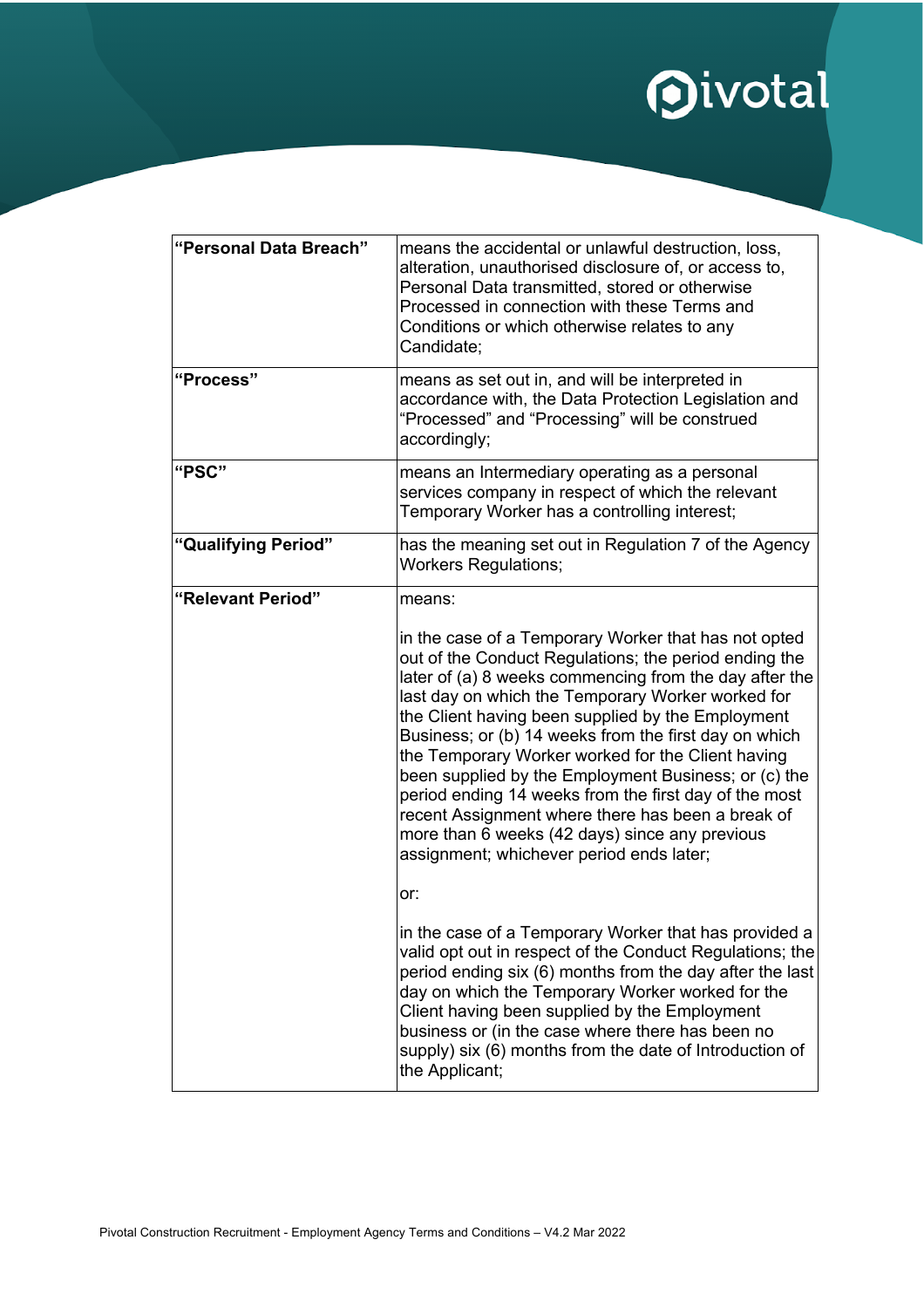| | |
|---|---|
| **"Personal Data Breach"** | means the accidental or unlawful destruction, loss, alteration, unauthorised disclosure of, or access to, Personal Data transmitted, stored or otherwise Processed in connection with these Terms and Conditions or which otherwise relates to any Candidate; |
| **"Process"** | means as set out in, and will be interpreted in accordance with, the Data Protection Legislation and "Processed" and "Processing" will be construed accordingly; |
| **"PSC"** | means an Intermediary operating as a personal services company in respect of which the relevant Temporary Worker has a controlling interest; |
| **"Qualifying Period"** | has the meaning set out in Regulation 7 of the Agency Workers Regulations; |
| **"Relevant Period"** | means:<br><br>in the case of a Temporary Worker that has not opted out of the Conduct Regulations; the period ending the later of (a) 8 weeks commencing from the day after the last day on which the Temporary Worker worked for the Client having been supplied by the Employment Business; or (b) 14 weeks from the first day on which the Temporary Worker worked for the Client having been supplied by the Employment Business; or (c) the period ending 14 weeks from the first day of the most recent Assignment where there has been a break of more than 6 weeks (42 days) since any previous assignment; whichever period ends later;<br><br>or:<br><br>in the case of a Temporary Worker that has provided a valid opt out in respect of the Conduct Regulations; the period ending six (6) months from the day after the last day on which the Temporary Worker worked for the Client having been supplied by the Employment business or (in the case where there has been no supply) six (6) months from the date of Introduction of the Applicant; |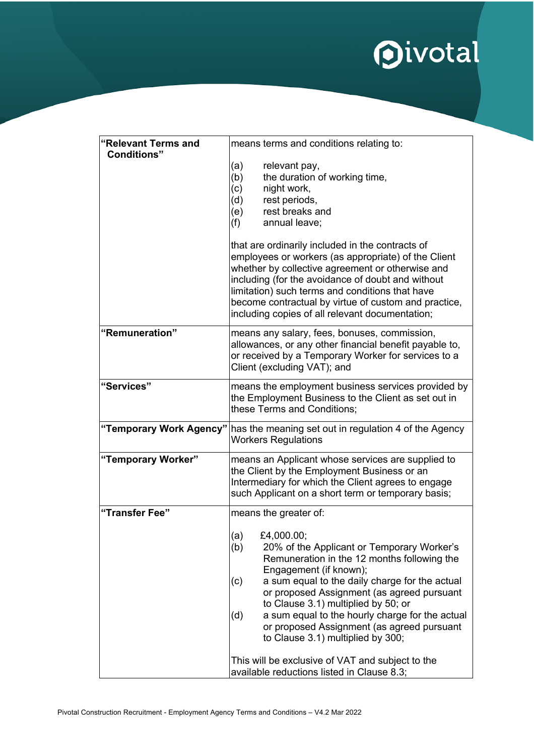| | |
|---|---|
| **"Relevant Terms and Conditions"** | means terms and conditions relating to:<br><br>(a) relevant pay,<br>(b) the duration of working time,<br>(c) night work,<br>(d) rest periods,<br>(e) rest breaks and<br>(f) annual leave;<br><br>that are ordinarily included in the contracts of employees or workers (as appropriate) of the Client whether by collective agreement or otherwise and including (for the avoidance of doubt and without limitation) such terms and conditions that have become contractual by virtue of custom and practice, including copies of all relevant documentation; |
| **"Remuneration"** | means any salary, fees, bonuses, commission, allowances, or any other financial benefit payable to, or received by a Temporary Worker for services to a Client (excluding VAT); and |
| **"Services"** | means the employment business services provided by the Employment Business to the Client as set out in these Terms and Conditions; |
| **"Temporary Work Agency"** | has the meaning set out in regulation 4 of the Agency Workers Regulations |
| **"Temporary Worker"** | means an Applicant whose services are supplied to the Client by the Employment Business or an Intermediary for which the Client agrees to engage such Applicant on a short term or temporary basis; |
| **"Transfer Fee"** | means the greater of:<br><br>(a) £4,000.00;<br>(b) 20% of the Applicant or Temporary Worker's Remuneration in the 12 months following the Engagement (if known);<br>(c) a sum equal to the daily charge for the actual or proposed Assignment (as agreed pursuant to Clause 3.1) multiplied by 50; or<br>(d) a sum equal to the hourly charge for the actual or proposed Assignment (as agreed pursuant to Clause 3.1) multiplied by 300;<br><br>This will be exclusive of VAT and subject to the available reductions listed in Clause 8.3; |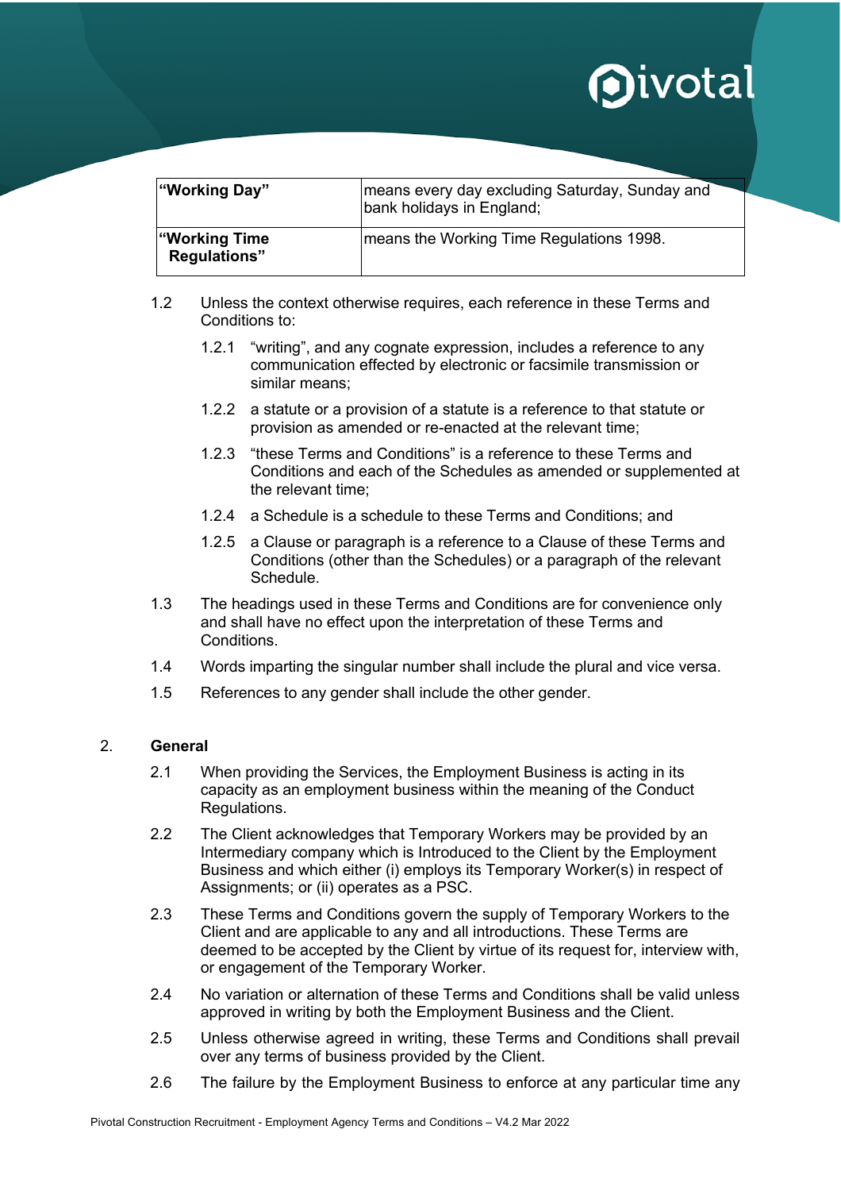| | |
|---|---|
| **"Working Day"** | means every day excluding Saturday, Sunday and bank holidays in England; |
| **"Working Time Regulations"** | means the Working Time Regulations 1998. |

1.2 Unless the context otherwise requires, each reference in these Terms and Conditions to:

1.2.1 "writing", and any cognate expression, includes a reference to any communication effected by electronic or facsimile transmission or similar means;

1.2.2 a statute or a provision of a statute is a reference to that statute or provision as amended or re-enacted at the relevant time;

1.2.3 "these Terms and Conditions" is a reference to these Terms and Conditions and each of the Schedules as amended or supplemented at the relevant time;

1.2.4 a Schedule is a schedule to these Terms and Conditions; and

1.2.5 a Clause or paragraph is a reference to a Clause of these Terms and Conditions (other than the Schedules) or a paragraph of the relevant Schedule.

1.3 The headings used in these Terms and Conditions are for convenience only and shall have no effect upon the interpretation of these Terms and Conditions.

1.4 Words imparting the singular number shall include the plural and vice versa.

1.5 References to any gender shall include the other gender.

## 2. General

2.1 When providing the Services, the Employment Business is acting in its capacity as an employment business within the meaning of the Conduct Regulations.

2.2 The Client acknowledges that Temporary Workers may be provided by an Intermediary company which is Introduced to the Client by the Employment Business and which either (i) employs its Temporary Worker(s) in respect of Assignments; or (ii) operates as a PSC.

2.3 These Terms and Conditions govern the supply of Temporary Workers to the Client and are applicable to any and all introductions. These Terms are deemed to be accepted by the Client by virtue of its request for, interview with, or engagement of the Temporary Worker.

2.4 No variation or alternation of these Terms and Conditions shall be valid unless approved in writing by both the Employment Business and the Client.

2.5 Unless otherwise agreed in writing, these Terms and Conditions shall prevail over any terms of business provided by the Client.

2.6 The failure by the Employment Business to enforce at any particular time any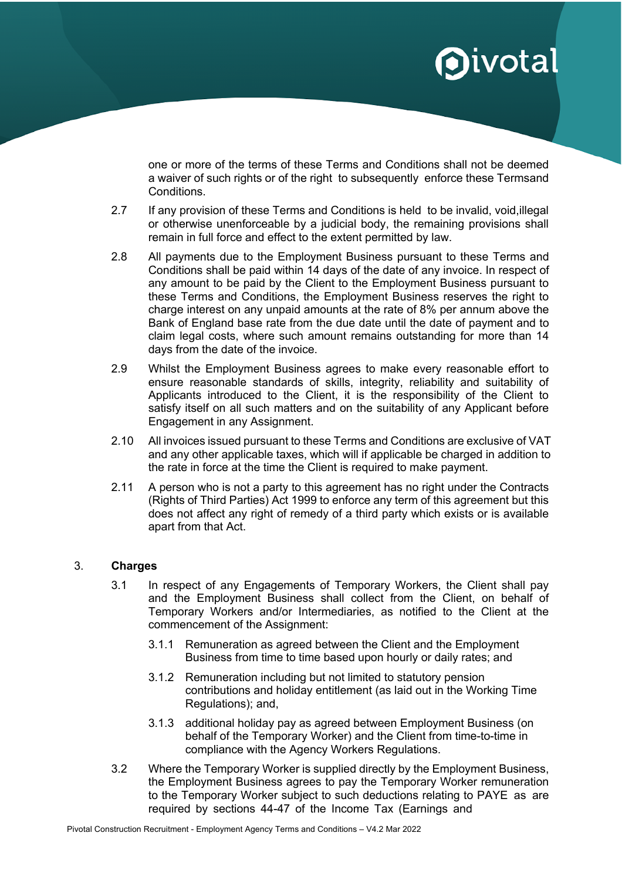one or more of the terms of these Terms and Conditions shall not be deemed a waiver of such rights or of the right to subsequently enforce these Termsand Conditions.

2.7 If any provision of these Terms and Conditions is held to be invalid, void,illegal or otherwise unenforceable by a judicial body, the remaining provisions shall remain in full force and effect to the extent permitted by law.

2.8 All payments due to the Employment Business pursuant to these Terms and Conditions shall be paid within 14 days of the date of any invoice. In respect of any amount to be paid by the Client to the Employment Business pursuant to these Terms and Conditions, the Employment Business reserves the right to charge interest on any unpaid amounts at the rate of 8% per annum above the Bank of England base rate from the due date until the date of payment and to claim legal costs, where such amount remains outstanding for more than 14 days from the date of the invoice.

2.9 Whilst the Employment Business agrees to make every reasonable effort to ensure reasonable standards of skills, integrity, reliability and suitability of Applicants introduced to the Client, it is the responsibility of the Client to satisfy itself on all such matters and on the suitability of any Applicant before Engagement in any Assignment.

2.10 All invoices issued pursuant to these Terms and Conditions are exclusive of VAT and any other applicable taxes, which will if applicable be charged in addition to the rate in force at the time the Client is required to make payment.

2.11 A person who is not a party to this agreement has no right under the Contracts (Rights of Third Parties) Act 1999 to enforce any term of this agreement but this does not affect any right of remedy of a third party which exists or is available apart from that Act.

3. **Charges**

3.1 In respect of any Engagements of Temporary Workers, the Client shall pay and the Employment Business shall collect from the Client, on behalf of Temporary Workers and/or Intermediaries, as notified to the Client at the commencement of the Assignment:

3.1.1 Remuneration as agreed between the Client and the Employment Business from time to time based upon hourly or daily rates; and

3.1.2 Remuneration including but not limited to statutory pension contributions and holiday entitlement (as laid out in the Working Time Regulations); and,

3.1.3 additional holiday pay as agreed between Employment Business (on behalf of the Temporary Worker) and the Client from time-to-time in compliance with the Agency Workers Regulations.

3.2 Where the Temporary Worker is supplied directly by the Employment Business, the Employment Business agrees to pay the Temporary Worker remuneration to the Temporary Worker subject to such deductions relating to PAYE as are required by sections 44-47 of the Income Tax (Earnings and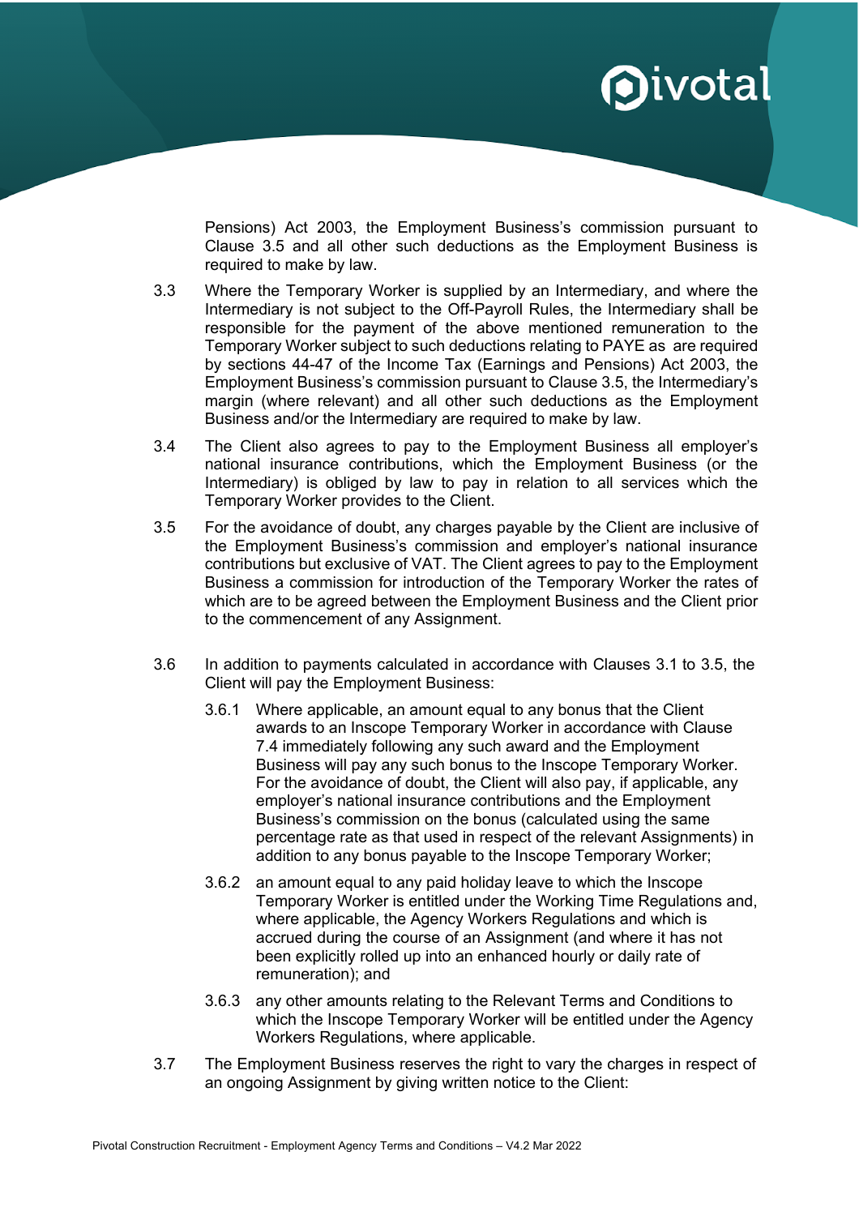Pensions) Act 2003, the Employment Business's commission pursuant to Clause 3.5 and all other such deductions as the Employment Business is required to make by law.

3.3 Where the Temporary Worker is supplied by an Intermediary, and where the Intermediary is not subject to the Off-Payroll Rules, the Intermediary shall be responsible for the payment of the above mentioned remuneration to the Temporary Worker subject to such deductions relating to PAYE as are required by sections 44-47 of the Income Tax (Earnings and Pensions) Act 2003, the Employment Business's commission pursuant to Clause 3.5, the Intermediary's margin (where relevant) and all other such deductions as the Employment Business and/or the Intermediary are required to make by law.

3.4 The Client also agrees to pay to the Employment Business all employer's national insurance contributions, which the Employment Business (or the Intermediary) is obliged by law to pay in relation to all services which the Temporary Worker provides to the Client.

3.5 For the avoidance of doubt, any charges payable by the Client are inclusive of the Employment Business's commission and employer's national insurance contributions but exclusive of VAT. The Client agrees to pay to the Employment Business a commission for introduction of the Temporary Worker the rates of which are to be agreed between the Employment Business and the Client prior to the commencement of any Assignment.

3.6 In addition to payments calculated in accordance with Clauses 3.1 to 3.5, the Client will pay the Employment Business:

3.6.1 Where applicable, an amount equal to any bonus that the Client awards to an Inscope Temporary Worker in accordance with Clause 7.4 immediately following any such award and the Employment Business will pay any such bonus to the Inscope Temporary Worker. For the avoidance of doubt, the Client will also pay, if applicable, any employer's national insurance contributions and the Employment Business's commission on the bonus (calculated using the same percentage rate as that used in respect of the relevant Assignments) in addition to any bonus payable to the Inscope Temporary Worker;

3.6.2 an amount equal to any paid holiday leave to which the Inscope Temporary Worker is entitled under the Working Time Regulations and, where applicable, the Agency Workers Regulations and which is accrued during the course of an Assignment (and where it has not been explicitly rolled up into an enhanced hourly or daily rate of remuneration); and

3.6.3 any other amounts relating to the Relevant Terms and Conditions to which the Inscope Temporary Worker will be entitled under the Agency Workers Regulations, where applicable.

3.7 The Employment Business reserves the right to vary the charges in respect of an ongoing Assignment by giving written notice to the Client: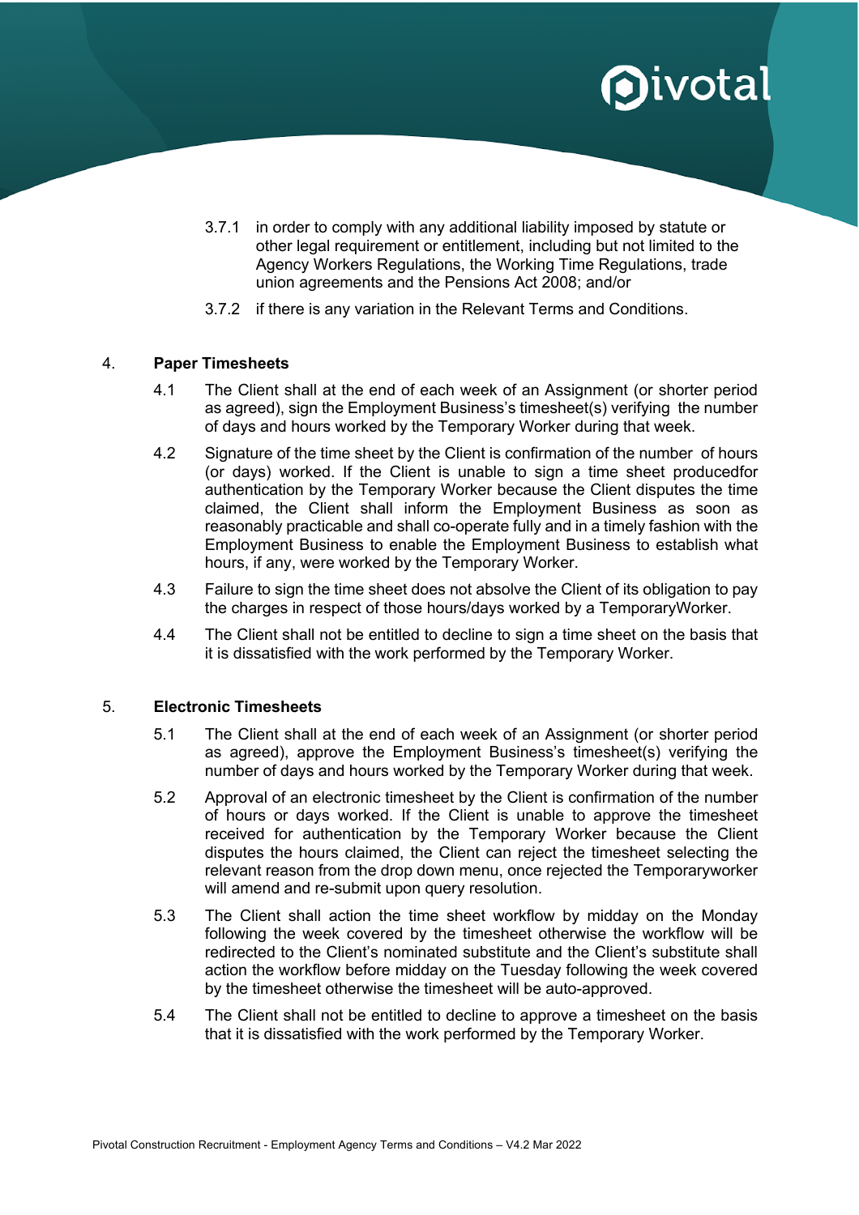3.7.1 in order to comply with any additional liability imposed by statute or other legal requirement or entitlement, including but not limited to the Agency Workers Regulations, the Working Time Regulations, trade union agreements and the Pensions Act 2008; and/or

3.7.2 if there is any variation in the Relevant Terms and Conditions.

## 4. Paper Timesheets

4.1 The Client shall at the end of each week of an Assignment (or shorter period as agreed), sign the Employment Business's timesheet(s) verifying the number of days and hours worked by the Temporary Worker during that week.

4.2 Signature of the time sheet by the Client is confirmation of the number of hours (or days) worked. If the Client is unable to sign a time sheet producedfor authentication by the Temporary Worker because the Client disputes the time claimed, the Client shall inform the Employment Business as soon as reasonably practicable and shall co-operate fully and in a timely fashion with the Employment Business to enable the Employment Business to establish what hours, if any, were worked by the Temporary Worker.

4.3 Failure to sign the time sheet does not absolve the Client of its obligation to pay the charges in respect of those hours/days worked by a TemporaryWorker.

4.4 The Client shall not be entitled to decline to sign a time sheet on the basis that it is dissatisfied with the work performed by the Temporary Worker.

## 5. Electronic Timesheets

5.1 The Client shall at the end of each week of an Assignment (or shorter period as agreed), approve the Employment Business's timesheet(s) verifying the number of days and hours worked by the Temporary Worker during that week.

5.2 Approval of an electronic timesheet by the Client is confirmation of the number of hours or days worked. If the Client is unable to approve the timesheet received for authentication by the Temporary Worker because the Client disputes the hours claimed, the Client can reject the timesheet selecting the relevant reason from the drop down menu, once rejected the Temporaryworker will amend and re-submit upon query resolution.

5.3 The Client shall action the time sheet workflow by midday on the Monday following the week covered by the timesheet otherwise the workflow will be redirected to the Client's nominated substitute and the Client's substitute shall action the workflow before midday on the Tuesday following the week covered by the timesheet otherwise the timesheet will be auto-approved.

5.4 The Client shall not be entitled to decline to approve a timesheet on the basis that it is dissatisfied with the work performed by the Temporary Worker.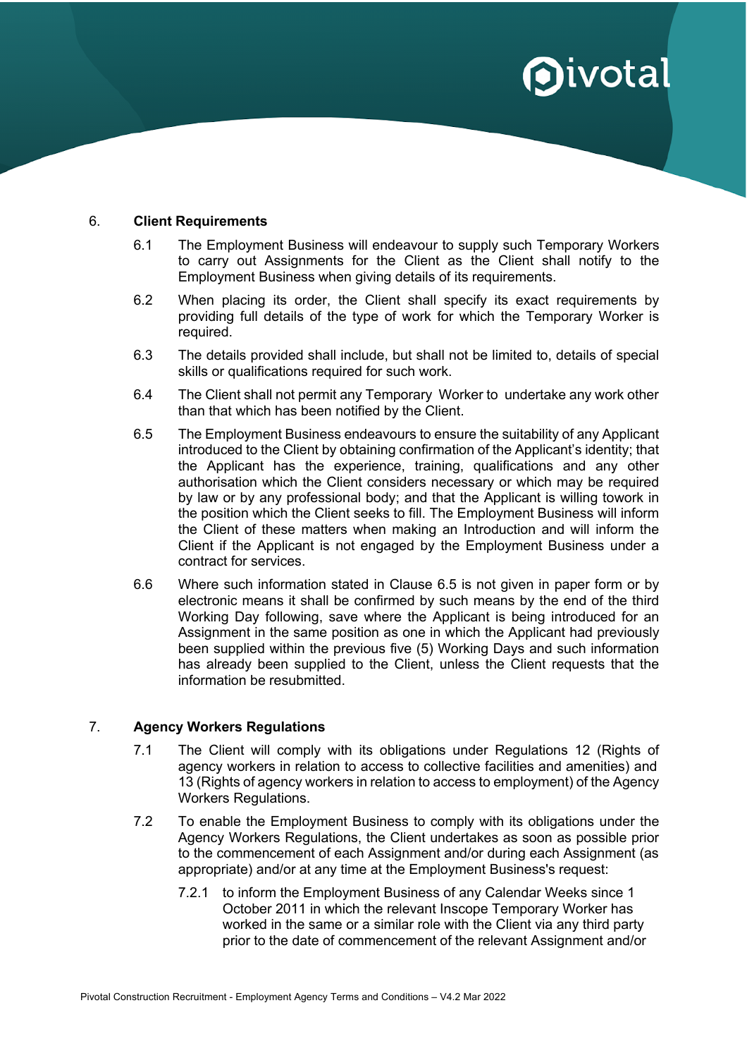6. **Client Requirements**

6.1 The Employment Business will endeavour to supply such Temporary Workers to carry out Assignments for the Client as the Client shall notify to the Employment Business when giving details of its requirements.

6.2 When placing its order, the Client shall specify its exact requirements by providing full details of the type of work for which the Temporary Worker is required.

6.3 The details provided shall include, but shall not be limited to, details of special skills or qualifications required for such work.

6.4 The Client shall not permit any Temporary Worker to undertake any work other than that which has been notified by the Client.

6.5 The Employment Business endeavours to ensure the suitability of any Applicant introduced to the Client by obtaining confirmation of the Applicant's identity; that the Applicant has the experience, training, qualifications and any other authorisation which the Client considers necessary or which may be required by law or by any professional body; and that the Applicant is willing towork in the position which the Client seeks to fill. The Employment Business will inform the Client of these matters when making an Introduction and will inform the Client if the Applicant is not engaged by the Employment Business under a contract for services.

6.6 Where such information stated in Clause 6.5 is not given in paper form or by electronic means it shall be confirmed by such means by the end of the third Working Day following, save where the Applicant is being introduced for an Assignment in the same position as one in which the Applicant had previously been supplied within the previous five (5) Working Days and such information has already been supplied to the Client, unless the Client requests that the information be resubmitted.

7. **Agency Workers Regulations**

7.1 The Client will comply with its obligations under Regulations 12 (Rights of agency workers in relation to access to collective facilities and amenities) and 13 (Rights of agency workers in relation to access to employment) of the Agency Workers Regulations.

7.2 To enable the Employment Business to comply with its obligations under the Agency Workers Regulations, the Client undertakes as soon as possible prior to the commencement of each Assignment and/or during each Assignment (as appropriate) and/or at any time at the Employment Business's request:

7.2.1 to inform the Employment Business of any Calendar Weeks since 1 October 2011 in which the relevant Inscope Temporary Worker has worked in the same or a similar role with the Client via any third party prior to the date of commencement of the relevant Assignment and/or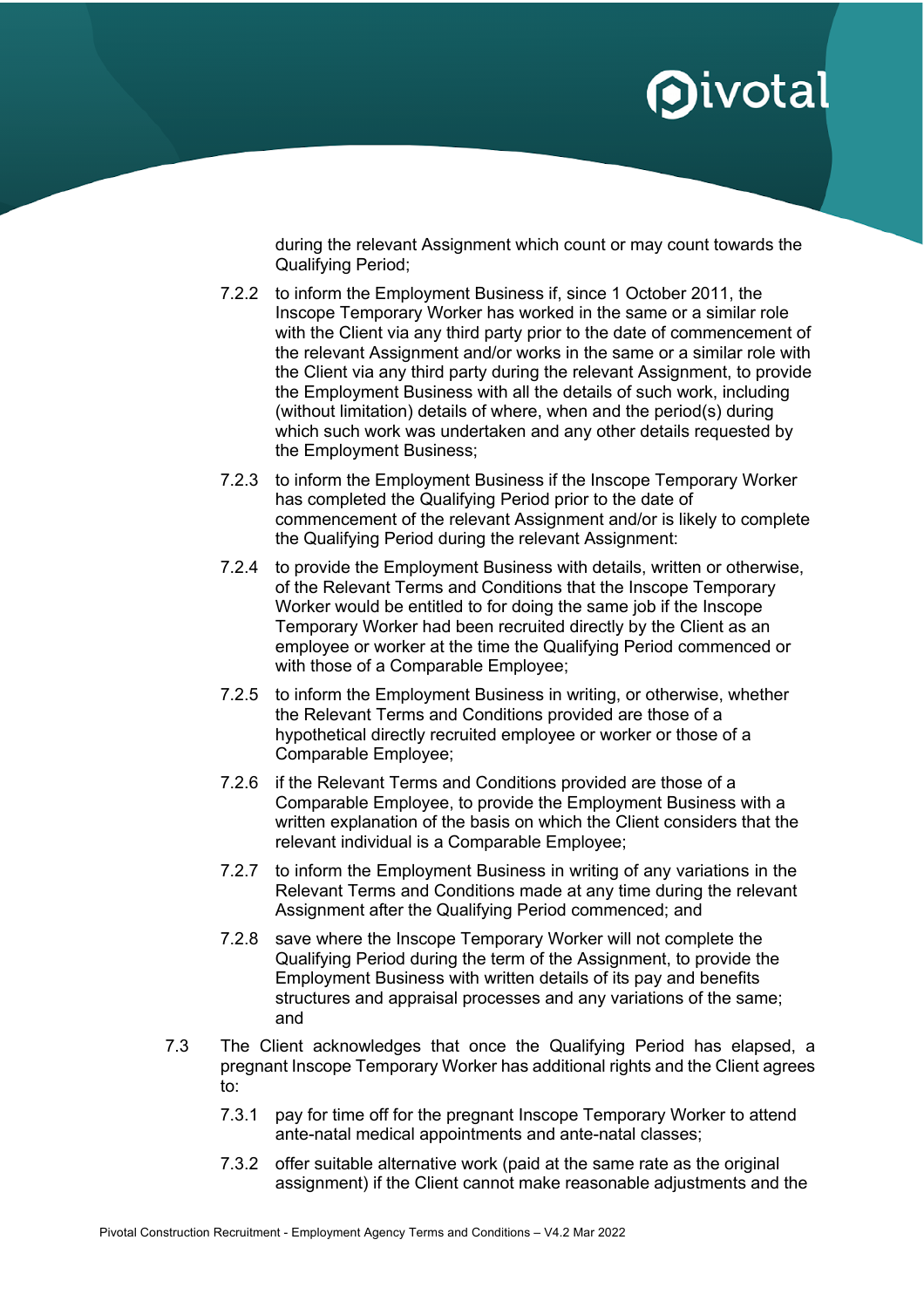during the relevant Assignment which count or may count towards the Qualifying Period;

7.2.2 to inform the Employment Business if, since 1 October 2011, the Inscope Temporary Worker has worked in the same or a similar role with the Client via any third party prior to the date of commencement of the relevant Assignment and/or works in the same or a similar role with the Client via any third party during the relevant Assignment, to provide the Employment Business with all the details of such work, including (without limitation) details of where, when and the period(s) during which such work was undertaken and any other details requested by the Employment Business;

7.2.3 to inform the Employment Business if the Inscope Temporary Worker has completed the Qualifying Period prior to the date of commencement of the relevant Assignment and/or is likely to complete the Qualifying Period during the relevant Assignment:

7.2.4 to provide the Employment Business with details, written or otherwise, of the Relevant Terms and Conditions that the Inscope Temporary Worker would be entitled to for doing the same job if the Inscope Temporary Worker had been recruited directly by the Client as an employee or worker at the time the Qualifying Period commenced or with those of a Comparable Employee;

7.2.5 to inform the Employment Business in writing, or otherwise, whether the Relevant Terms and Conditions provided are those of a hypothetical directly recruited employee or worker or those of a Comparable Employee;

7.2.6 if the Relevant Terms and Conditions provided are those of a Comparable Employee, to provide the Employment Business with a written explanation of the basis on which the Client considers that the relevant individual is a Comparable Employee;

7.2.7 to inform the Employment Business in writing of any variations in the Relevant Terms and Conditions made at any time during the relevant Assignment after the Qualifying Period commenced; and

7.2.8 save where the Inscope Temporary Worker will not complete the Qualifying Period during the term of the Assignment, to provide the Employment Business with written details of its pay and benefits structures and appraisal processes and any variations of the same; and

7.3 The Client acknowledges that once the Qualifying Period has elapsed, a pregnant Inscope Temporary Worker has additional rights and the Client agrees to:

7.3.1 pay for time off for the pregnant Inscope Temporary Worker to attend ante-natal medical appointments and ante-natal classes;

7.3.2 offer suitable alternative work (paid at the same rate as the original assignment) if the Client cannot make reasonable adjustments and the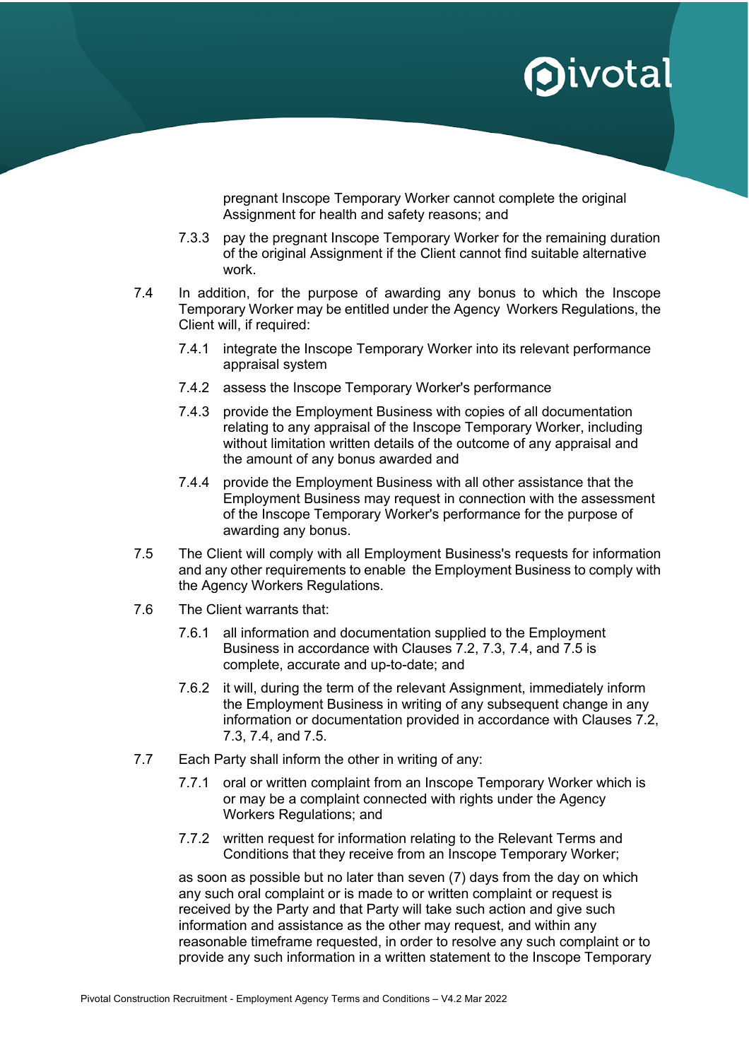pregnant Inscope Temporary Worker cannot complete the original Assignment for health and safety reasons; and

7.3.3 pay the pregnant Inscope Temporary Worker for the remaining duration of the original Assignment if the Client cannot find suitable alternative work.

7.4 In addition, for the purpose of awarding any bonus to which the Inscope Temporary Worker may be entitled under the Agency Workers Regulations, the Client will, if required:

7.4.1 integrate the Inscope Temporary Worker into its relevant performance appraisal system

7.4.2 assess the Inscope Temporary Worker's performance

7.4.3 provide the Employment Business with copies of all documentation relating to any appraisal of the Inscope Temporary Worker, including without limitation written details of the outcome of any appraisal and the amount of any bonus awarded and

7.4.4 provide the Employment Business with all other assistance that the Employment Business may request in connection with the assessment of the Inscope Temporary Worker's performance for the purpose of awarding any bonus.

7.5 The Client will comply with all Employment Business's requests for information and any other requirements to enable the Employment Business to comply with the Agency Workers Regulations.

7.6 The Client warrants that:

7.6.1 all information and documentation supplied to the Employment Business in accordance with Clauses 7.2, 7.3, 7.4, and 7.5 is complete, accurate and up-to-date; and

7.6.2 it will, during the term of the relevant Assignment, immediately inform the Employment Business in writing of any subsequent change in any information or documentation provided in accordance with Clauses 7.2, 7.3, 7.4, and 7.5.

7.7 Each Party shall inform the other in writing of any:

7.7.1 oral or written complaint from an Inscope Temporary Worker which is or may be a complaint connected with rights under the Agency Workers Regulations; and

7.7.2 written request for information relating to the Relevant Terms and Conditions that they receive from an Inscope Temporary Worker;

as soon as possible but no later than seven (7) days from the day on which any such oral complaint or is made to or written complaint or request is received by the Party and that Party will take such action and give such information and assistance as the other may request, and within any reasonable timeframe requested, in order to resolve any such complaint or to provide any such information in a written statement to the Inscope Temporary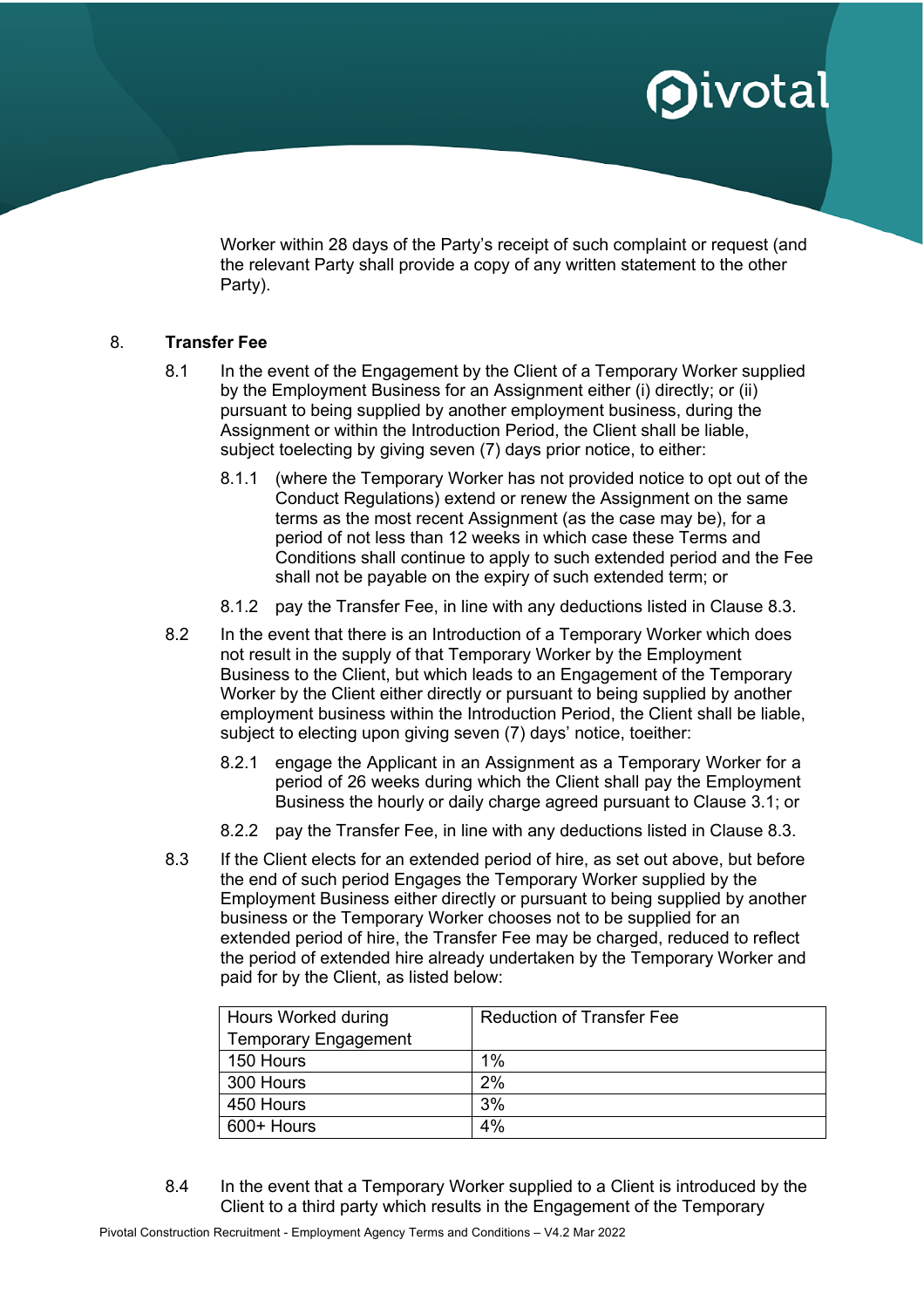Worker within 28 days of the Party's receipt of such complaint or request (and the relevant Party shall provide a copy of any written statement to the other Party).

## 8. Transfer Fee

8.1 In the event of the Engagement by the Client of a Temporary Worker supplied by the Employment Business for an Assignment either (i) directly; or (ii) pursuant to being supplied by another employment business, during the Assignment or within the Introduction Period, the Client shall be liable, subject toelecting by giving seven (7) days prior notice, to either:

8.1.1 (where the Temporary Worker has not provided notice to opt out of the Conduct Regulations) extend or renew the Assignment on the same terms as the most recent Assignment (as the case may be), for a period of not less than 12 weeks in which case these Terms and Conditions shall continue to apply to such extended period and the Fee shall not be payable on the expiry of such extended term; or

8.1.2 pay the Transfer Fee, in line with any deductions listed in Clause 8.3.

8.2 In the event that there is an Introduction of a Temporary Worker which does not result in the supply of that Temporary Worker by the Employment Business to the Client, but which leads to an Engagement of the Temporary Worker by the Client either directly or pursuant to being supplied by another employment business within the Introduction Period, the Client shall be liable, subject to electing upon giving seven (7) days' notice, toeither:

8.2.1 engage the Applicant in an Assignment as a Temporary Worker for a period of 26 weeks during which the Client shall pay the Employment Business the hourly or daily charge agreed pursuant to Clause 3.1; or

8.2.2 pay the Transfer Fee, in line with any deductions listed in Clause 8.3.

8.3 If the Client elects for an extended period of hire, as set out above, but before the end of such period Engages the Temporary Worker supplied by the Employment Business either directly or pursuant to being supplied by another business or the Temporary Worker chooses not to be supplied for an extended period of hire, the Transfer Fee may be charged, reduced to reflect the period of extended hire already undertaken by the Temporary Worker and paid for by the Client, as listed below:

| Hours Worked during Temporary Engagement | Reduction of Transfer Fee |
|---|---|
| 150 Hours | 1% |
| 300 Hours | 2% |
| 450 Hours | 3% |
| 600+ Hours | 4% |

8.4 In the event that a Temporary Worker supplied to a Client is introduced by the Client to a third party which results in the Engagement of the Temporary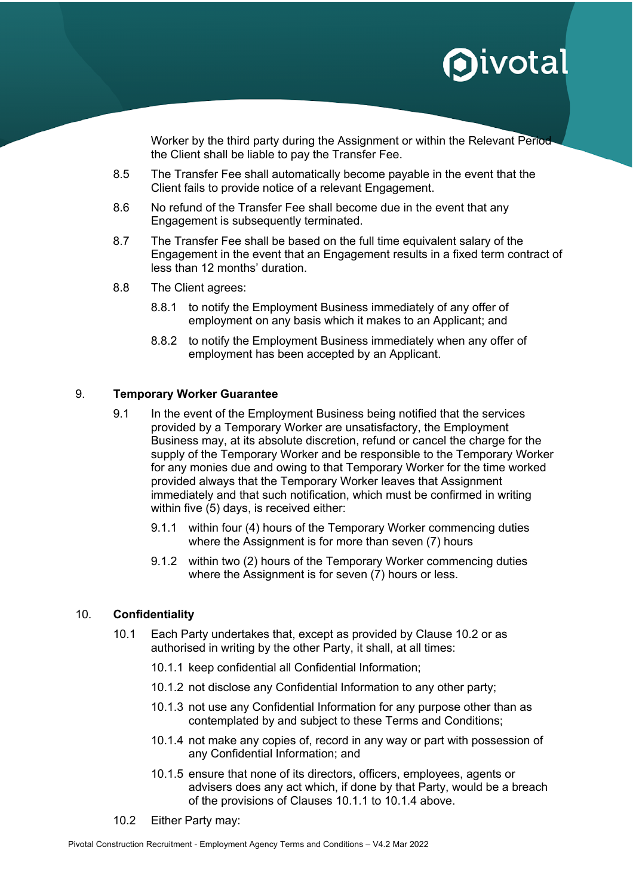Worker by the third party during the Assignment or within the Relevant Period the Client shall be liable to pay the Transfer Fee.

8.5 The Transfer Fee shall automatically become payable in the event that the Client fails to provide notice of a relevant Engagement.

8.6 No refund of the Transfer Fee shall become due in the event that any Engagement is subsequently terminated.

8.7 The Transfer Fee shall be based on the full time equivalent salary of the Engagement in the event that an Engagement results in a fixed term contract of less than 12 months' duration.

8.8 The Client agrees:

8.8.1 to notify the Employment Business immediately of any offer of employment on any basis which it makes to an Applicant; and

8.8.2 to notify the Employment Business immediately when any offer of employment has been accepted by an Applicant.

## 9. Temporary Worker Guarantee

9.1 In the event of the Employment Business being notified that the services provided by a Temporary Worker are unsatisfactory, the Employment Business may, at its absolute discretion, refund or cancel the charge for the supply of the Temporary Worker and be responsible to the Temporary Worker for any monies due and owing to that Temporary Worker for the time worked provided always that the Temporary Worker leaves that Assignment immediately and that such notification, which must be confirmed in writing within five (5) days, is received either:

9.1.1 within four (4) hours of the Temporary Worker commencing duties where the Assignment is for more than seven (7) hours

9.1.2 within two (2) hours of the Temporary Worker commencing duties where the Assignment is for seven (7) hours or less.

## 10. Confidentiality

10.1 Each Party undertakes that, except as provided by Clause 10.2 or as authorised in writing by the other Party, it shall, at all times:

10.1.1 keep confidential all Confidential Information;

10.1.2 not disclose any Confidential Information to any other party;

10.1.3 not use any Confidential Information for any purpose other than as contemplated by and subject to these Terms and Conditions;

10.1.4 not make any copies of, record in any way or part with possession of any Confidential Information; and

10.1.5 ensure that none of its directors, officers, employees, agents or advisers does any act which, if done by that Party, would be a breach of the provisions of Clauses 10.1.1 to 10.1.4 above.

10.2 Either Party may: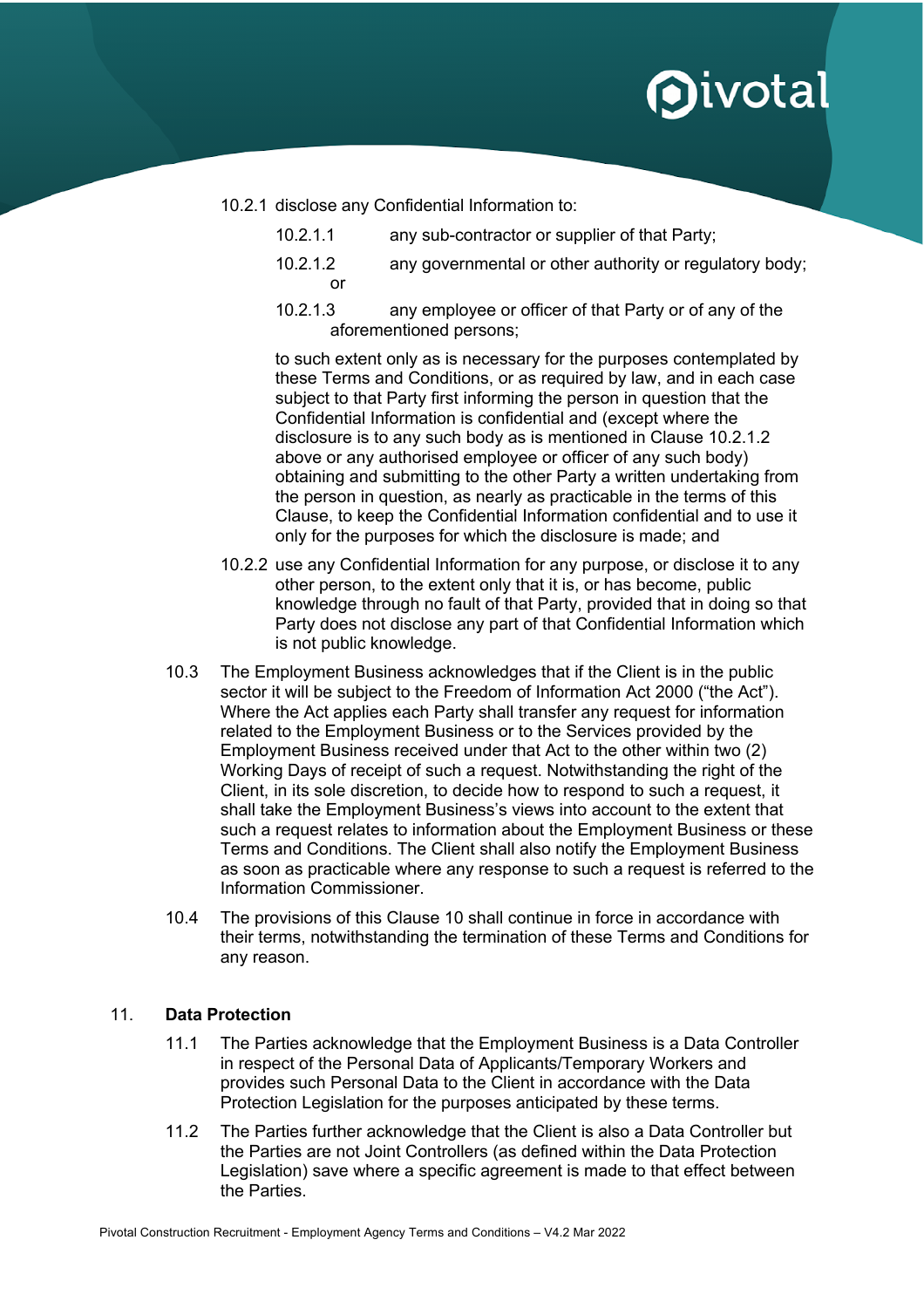10.2.1 disclose any Confidential Information to:

10.2.1.1 any sub-contractor or supplier of that Party;

10.2.1.2 any governmental or other authority or regulatory body; or

10.2.1.3 any employee or officer of that Party or of any of the aforementioned persons;

to such extent only as is necessary for the purposes contemplated by these Terms and Conditions, or as required by law, and in each case subject to that Party first informing the person in question that the Confidential Information is confidential and (except where the disclosure is to any such body as is mentioned in Clause 10.2.1.2 above or any authorised employee or officer of any such body) obtaining and submitting to the other Party a written undertaking from the person in question, as nearly as practicable in the terms of this Clause, to keep the Confidential Information confidential and to use it only for the purposes for which the disclosure is made; and

10.2.2 use any Confidential Information for any purpose, or disclose it to any other person, to the extent only that it is, or has become, public knowledge through no fault of that Party, provided that in doing so that Party does not disclose any part of that Confidential Information which is not public knowledge.

10.3 The Employment Business acknowledges that if the Client is in the public sector it will be subject to the Freedom of Information Act 2000 ("the Act"). Where the Act applies each Party shall transfer any request for information related to the Employment Business or to the Services provided by the Employment Business received under that Act to the other within two (2) Working Days of receipt of such a request. Notwithstanding the right of the Client, in its sole discretion, to decide how to respond to such a request, it shall take the Employment Business's views into account to the extent that such a request relates to information about the Employment Business or these Terms and Conditions. The Client shall also notify the Employment Business as soon as practicable where any response to such a request is referred to the Information Commissioner.

10.4 The provisions of this Clause 10 shall continue in force in accordance with their terms, notwithstanding the termination of these Terms and Conditions for any reason.

## 11. Data Protection

11.1 The Parties acknowledge that the Employment Business is a Data Controller in respect of the Personal Data of Applicants/Temporary Workers and provides such Personal Data to the Client in accordance with the Data Protection Legislation for the purposes anticipated by these terms.

11.2 The Parties further acknowledge that the Client is also a Data Controller but the Parties are not Joint Controllers (as defined within the Data Protection Legislation) save where a specific agreement is made to that effect between the Parties.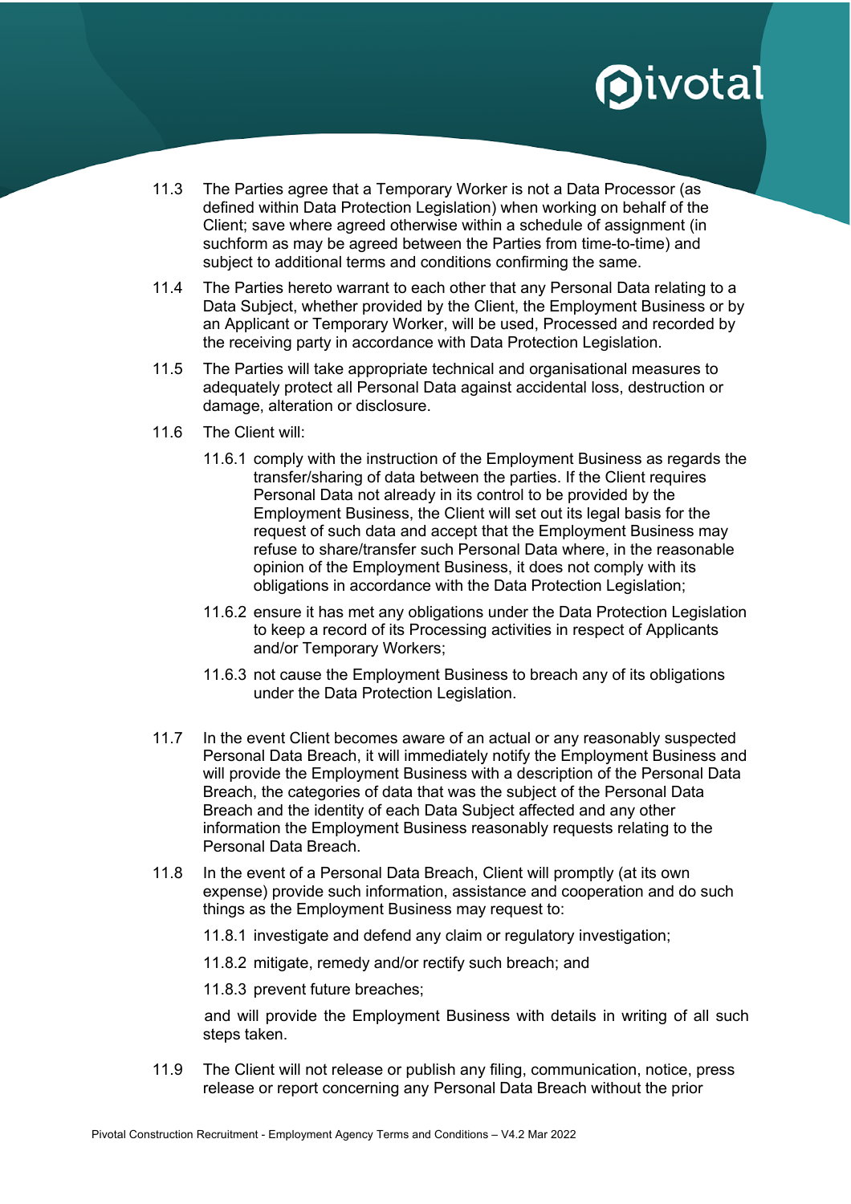11.3 The Parties agree that a Temporary Worker is not a Data Processor (as defined within Data Protection Legislation) when working on behalf of the Client; save where agreed otherwise within a schedule of assignment (in suchform as may be agreed between the Parties from time-to-time) and subject to additional terms and conditions confirming the same.

11.4 The Parties hereto warrant to each other that any Personal Data relating to a Data Subject, whether provided by the Client, the Employment Business or by an Applicant or Temporary Worker, will be used, Processed and recorded by the receiving party in accordance with Data Protection Legislation.

11.5 The Parties will take appropriate technical and organisational measures to adequately protect all Personal Data against accidental loss, destruction or damage, alteration or disclosure.

11.6 The Client will:

11.6.1 comply with the instruction of the Employment Business as regards the transfer/sharing of data between the parties. If the Client requires Personal Data not already in its control to be provided by the Employment Business, the Client will set out its legal basis for the request of such data and accept that the Employment Business may refuse to share/transfer such Personal Data where, in the reasonable opinion of the Employment Business, it does not comply with its obligations in accordance with the Data Protection Legislation;

11.6.2 ensure it has met any obligations under the Data Protection Legislation to keep a record of its Processing activities in respect of Applicants and/or Temporary Workers;

11.6.3 not cause the Employment Business to breach any of its obligations under the Data Protection Legislation.

11.7 In the event Client becomes aware of an actual or any reasonably suspected Personal Data Breach, it will immediately notify the Employment Business and will provide the Employment Business with a description of the Personal Data Breach, the categories of data that was the subject of the Personal Data Breach and the identity of each Data Subject affected and any other information the Employment Business reasonably requests relating to the Personal Data Breach.

11.8 In the event of a Personal Data Breach, Client will promptly (at its own expense) provide such information, assistance and cooperation and do such things as the Employment Business may request to:

11.8.1 investigate and defend any claim or regulatory investigation;

11.8.2 mitigate, remedy and/or rectify such breach; and

11.8.3 prevent future breaches;

and will provide the Employment Business with details in writing of all such steps taken.

11.9 The Client will not release or publish any filing, communication, notice, press release or report concerning any Personal Data Breach without the prior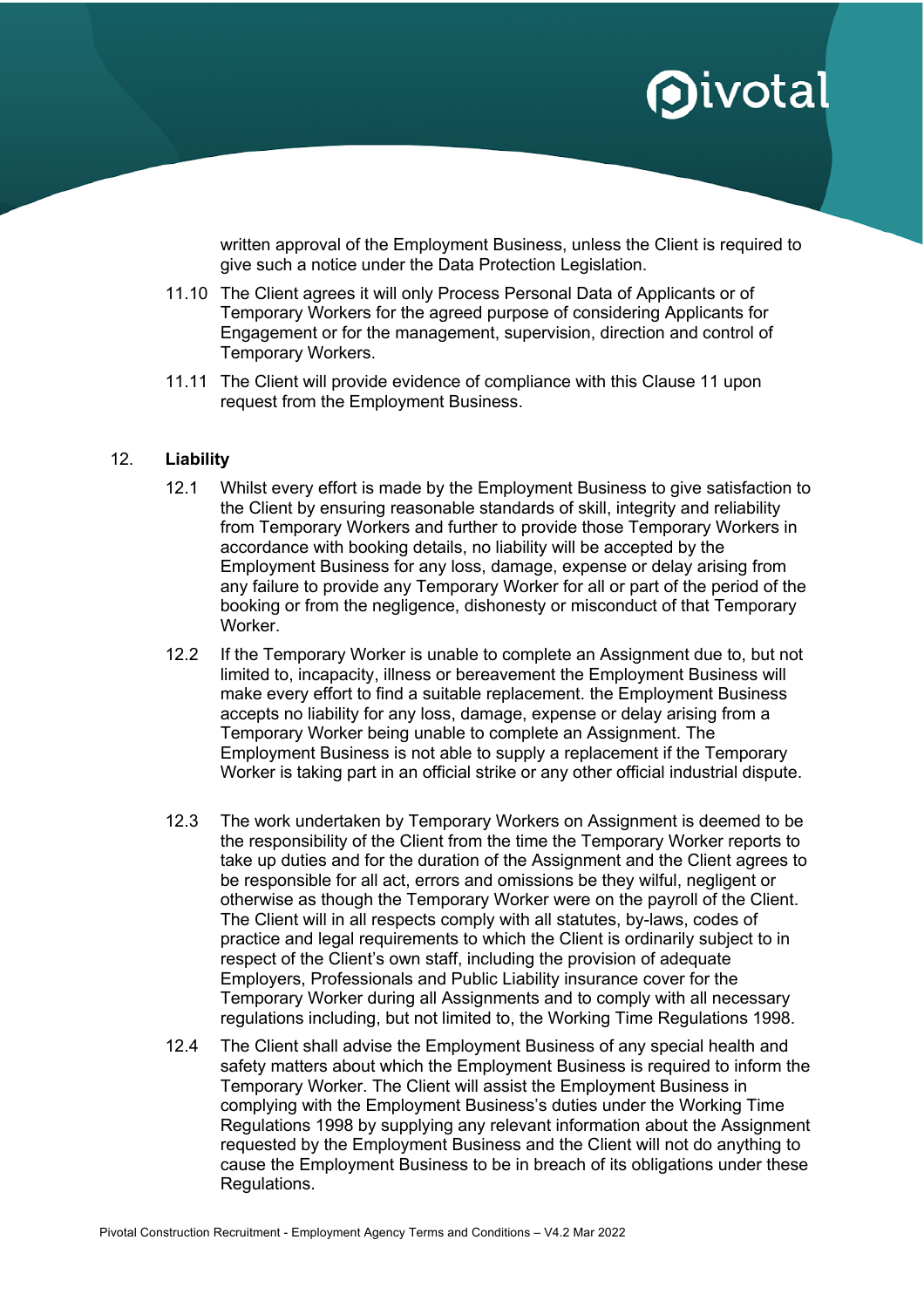written approval of the Employment Business, unless the Client is required to give such a notice under the Data Protection Legislation.

11.10 The Client agrees it will only Process Personal Data of Applicants or of Temporary Workers for the agreed purpose of considering Applicants for Engagement or for the management, supervision, direction and control of Temporary Workers.

11.11 The Client will provide evidence of compliance with this Clause 11 upon request from the Employment Business.

## 12. **Liability**

12.1 Whilst every effort is made by the Employment Business to give satisfaction to the Client by ensuring reasonable standards of skill, integrity and reliability from Temporary Workers and further to provide those Temporary Workers in accordance with booking details, no liability will be accepted by the Employment Business for any loss, damage, expense or delay arising from any failure to provide any Temporary Worker for all or part of the period of the booking or from the negligence, dishonesty or misconduct of that Temporary Worker.

12.2 If the Temporary Worker is unable to complete an Assignment due to, but not limited to, incapacity, illness or bereavement the Employment Business will make every effort to find a suitable replacement. the Employment Business accepts no liability for any loss, damage, expense or delay arising from a Temporary Worker being unable to complete an Assignment. The Employment Business is not able to supply a replacement if the Temporary Worker is taking part in an official strike or any other official industrial dispute.

12.3 The work undertaken by Temporary Workers on Assignment is deemed to be the responsibility of the Client from the time the Temporary Worker reports to take up duties and for the duration of the Assignment and the Client agrees to be responsible for all act, errors and omissions be they wilful, negligent or otherwise as though the Temporary Worker were on the payroll of the Client. The Client will in all respects comply with all statutes, by-laws, codes of practice and legal requirements to which the Client is ordinarily subject to in respect of the Client's own staff, including the provision of adequate Employers, Professionals and Public Liability insurance cover for the Temporary Worker during all Assignments and to comply with all necessary regulations including, but not limited to, the Working Time Regulations 1998.

12.4 The Client shall advise the Employment Business of any special health and safety matters about which the Employment Business is required to inform the Temporary Worker. The Client will assist the Employment Business in complying with the Employment Business's duties under the Working Time Regulations 1998 by supplying any relevant information about the Assignment requested by the Employment Business and the Client will not do anything to cause the Employment Business to be in breach of its obligations under these Regulations.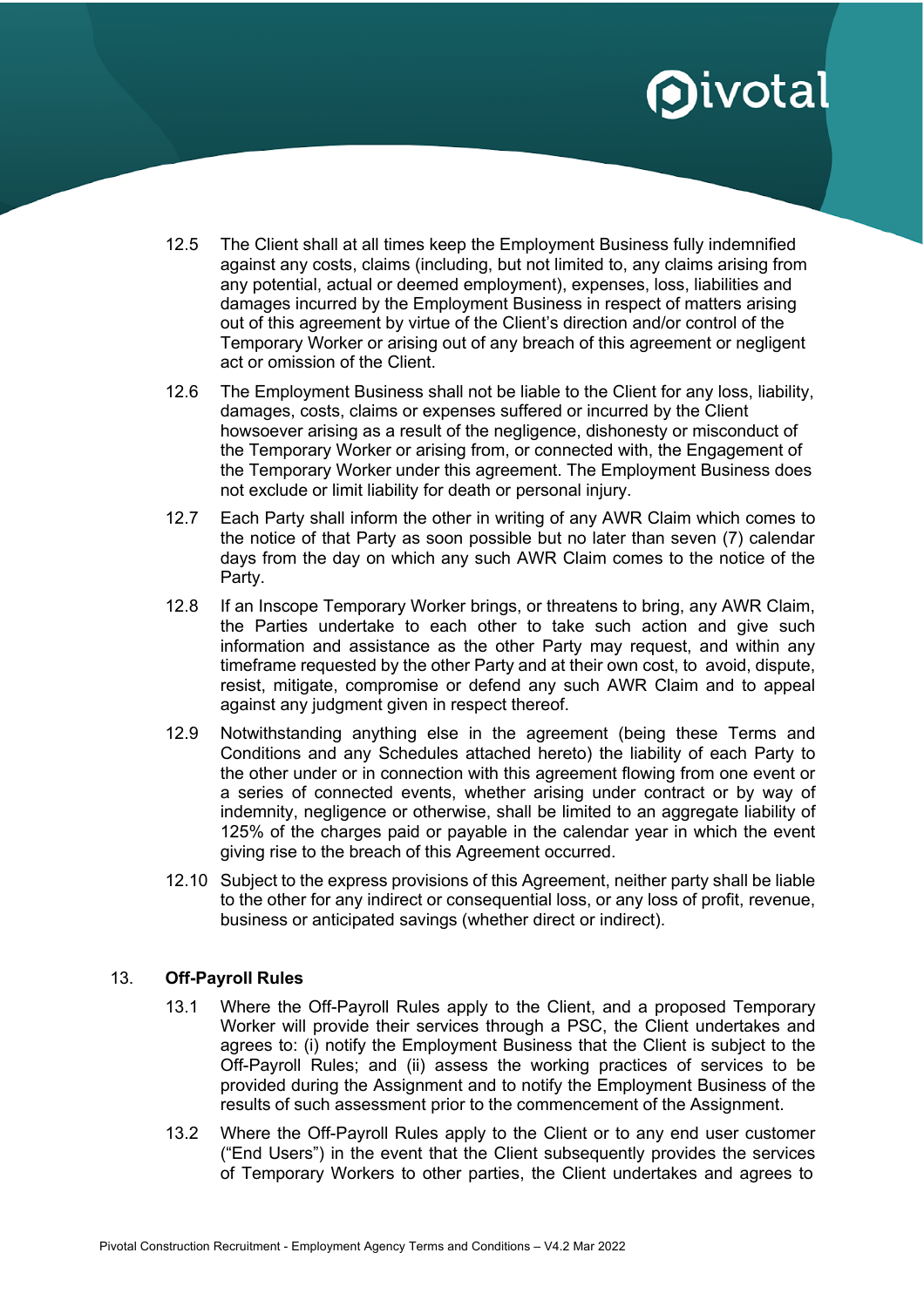12.5 The Client shall at all times keep the Employment Business fully indemnified against any costs, claims (including, but not limited to, any claims arising from any potential, actual or deemed employment), expenses, loss, liabilities and damages incurred by the Employment Business in respect of matters arising out of this agreement by virtue of the Client's direction and/or control of the Temporary Worker or arising out of any breach of this agreement or negligent act or omission of the Client.

12.6 The Employment Business shall not be liable to the Client for any loss, liability, damages, costs, claims or expenses suffered or incurred by the Client howsoever arising as a result of the negligence, dishonesty or misconduct of the Temporary Worker or arising from, or connected with, the Engagement of the Temporary Worker under this agreement. The Employment Business does not exclude or limit liability for death or personal injury.

12.7 Each Party shall inform the other in writing of any AWR Claim which comes to the notice of that Party as soon possible but no later than seven (7) calendar days from the day on which any such AWR Claim comes to the notice of the Party.

12.8 If an Inscope Temporary Worker brings, or threatens to bring, any AWR Claim, the Parties undertake to each other to take such action and give such information and assistance as the other Party may request, and within any timeframe requested by the other Party and at their own cost, to avoid, dispute, resist, mitigate, compromise or defend any such AWR Claim and to appeal against any judgment given in respect thereof.

12.9 Notwithstanding anything else in the agreement (being these Terms and Conditions and any Schedules attached hereto) the liability of each Party to the other under or in connection with this agreement flowing from one event or a series of connected events, whether arising under contract or by way of indemnity, negligence or otherwise, shall be limited to an aggregate liability of 125% of the charges paid or payable in the calendar year in which the event giving rise to the breach of this Agreement occurred.

12.10 Subject to the express provisions of this Agreement, neither party shall be liable to the other for any indirect or consequential loss, or any loss of profit, revenue, business or anticipated savings (whether direct or indirect).

## 13. Off-Payroll Rules

13.1 Where the Off-Payroll Rules apply to the Client, and a proposed Temporary Worker will provide their services through a PSC, the Client undertakes and agrees to: (i) notify the Employment Business that the Client is subject to the Off-Payroll Rules; and (ii) assess the working practices of services to be provided during the Assignment and to notify the Employment Business of the results of such assessment prior to the commencement of the Assignment.

13.2 Where the Off-Payroll Rules apply to the Client or to any end user customer ("End Users") in the event that the Client subsequently provides the services of Temporary Workers to other parties, the Client undertakes and agrees to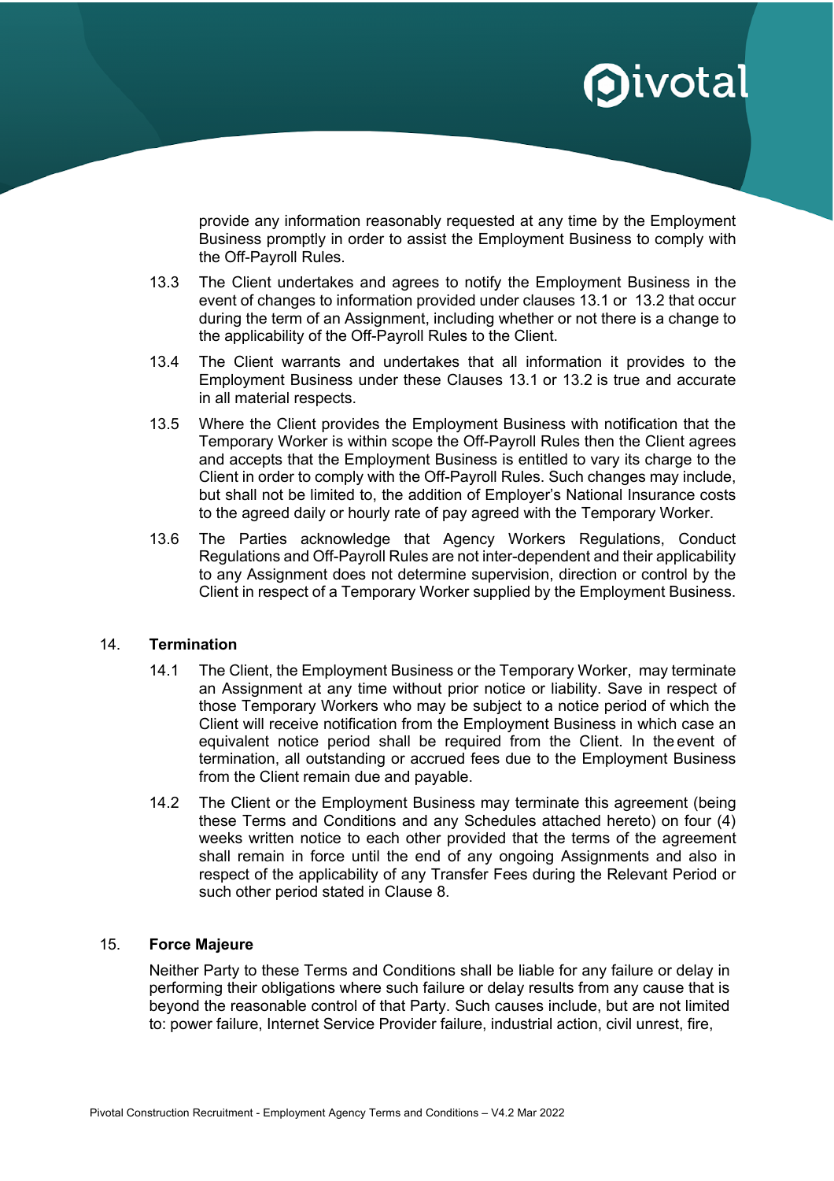provide any information reasonably requested at any time by the Employment Business promptly in order to assist the Employment Business to comply with the Off-Payroll Rules.

13.3 The Client undertakes and agrees to notify the Employment Business in the event of changes to information provided under clauses 13.1 or 13.2 that occur during the term of an Assignment, including whether or not there is a change to the applicability of the Off-Payroll Rules to the Client.

13.4 The Client warrants and undertakes that all information it provides to the Employment Business under these Clauses 13.1 or 13.2 is true and accurate in all material respects.

13.5 Where the Client provides the Employment Business with notification that the Temporary Worker is within scope the Off-Payroll Rules then the Client agrees and accepts that the Employment Business is entitled to vary its charge to the Client in order to comply with the Off-Payroll Rules. Such changes may include, but shall not be limited to, the addition of Employer's National Insurance costs to the agreed daily or hourly rate of pay agreed with the Temporary Worker.

13.6 The Parties acknowledge that Agency Workers Regulations, Conduct Regulations and Off-Payroll Rules are not inter-dependent and their applicability to any Assignment does not determine supervision, direction or control by the Client in respect of a Temporary Worker supplied by the Employment Business.

## 14. Termination

14.1 The Client, the Employment Business or the Temporary Worker, may terminate an Assignment at any time without prior notice or liability. Save in respect of those Temporary Workers who may be subject to a notice period of which the Client will receive notification from the Employment Business in which case an equivalent notice period shall be required from the Client. In the event of termination, all outstanding or accrued fees due to the Employment Business from the Client remain due and payable.

14.2 The Client or the Employment Business may terminate this agreement (being these Terms and Conditions and any Schedules attached hereto) on four (4) weeks written notice to each other provided that the terms of the agreement shall remain in force until the end of any ongoing Assignments and also in respect of the applicability of any Transfer Fees during the Relevant Period or such other period stated in Clause 8.

## 15. Force Majeure

Neither Party to these Terms and Conditions shall be liable for any failure or delay in performing their obligations where such failure or delay results from any cause that is beyond the reasonable control of that Party. Such causes include, but are not limited to: power failure, Internet Service Provider failure, industrial action, civil unrest, fire,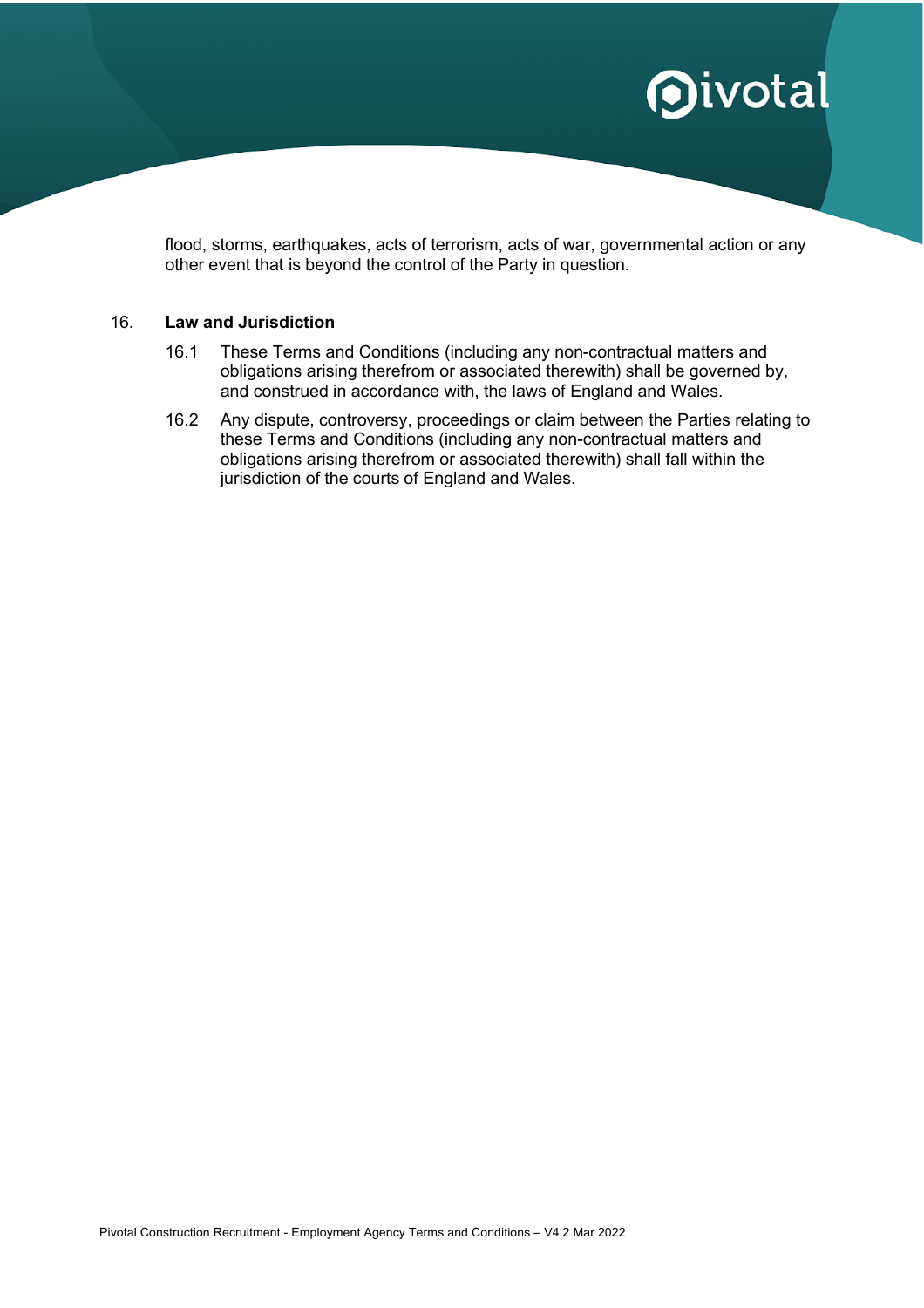flood, storms, earthquakes, acts of terrorism, acts of war, governmental action or any other event that is beyond the control of the Party in question.

## 16. Law and Jurisdiction

16.1 These Terms and Conditions (including any non-contractual matters and obligations arising therefrom or associated therewith) shall be governed by, and construed in accordance with, the laws of England and Wales.

16.2 Any dispute, controversy, proceedings or claim between the Parties relating to these Terms and Conditions (including any non-contractual matters and obligations arising therefrom or associated therewith) shall fall within the jurisdiction of the courts of England and Wales.